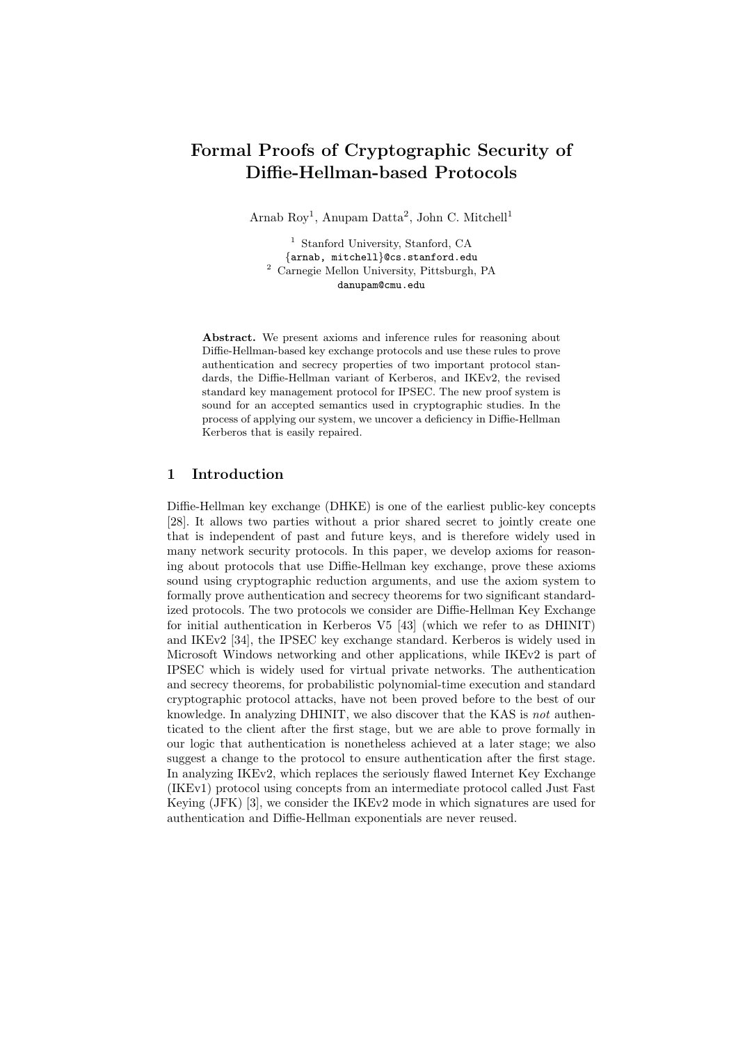# Formal Proofs of Cryptographic Security of Diffie-Hellman-based Protocols

Arnab Roy[1], Anupam Datta[2], John C. Mitchell[1]

[1] Stanford University, Stanford, CA
{arnab, mitchell}@cs.stanford.edu
[2] Carnegie Mellon University, Pittsburgh, PA
danupam@cmu.edu

**Abstract.** We present axioms and inference rules for reasoning about Diffie-Hellman-based key exchange protocols and use these rules to prove authentication and secrecy properties of two important protocol standards, the Diffie-Hellman variant of Kerberos, and IKEv2, the revised standard key management protocol for IPSEC. The new proof system is sound for an accepted semantics used in cryptographic studies. In the process of applying our system, we uncover a deficiency in Diffie-Hellman Kerberos that is easily repaired.

## 1 Introduction

Diffie-Hellman key exchange (DHKE) is one of the earliest public-key concepts [28]. It allows two parties without a prior shared secret to jointly create one that is independent of past and future keys, and is therefore widely used in many network security protocols. In this paper, we develop axioms for reasoning about protocols that use Diffie-Hellman key exchange, prove these axioms sound using cryptographic reduction arguments, and use the axiom system to formally prove authentication and secrecy theorems for two significant standardized protocols. The two protocols we consider are Diffie-Hellman Key Exchange for initial authentication in Kerberos V5 [43] (which we refer to as DHINIT) and IKEv2 [34], the IPSEC key exchange standard. Kerberos is widely used in Microsoft Windows networking and other applications, while IKEv2 is part of IPSEC which is widely used for virtual private networks. The authentication and secrecy theorems, for probabilistic polynomial-time execution and standard cryptographic protocol attacks, have not been proved before to the best of our knowledge. In analyzing DHINIT, we also discover that the KAS is *not* authenticated to the client after the first stage, but we are able to prove formally in our logic that authentication is nonetheless achieved at a later stage; we also suggest a change to the protocol to ensure authentication after the first stage. In analyzing IKEv2, which replaces the seriously flawed Internet Key Exchange (IKEv1) protocol using concepts from an intermediate protocol called Just Fast Keying (JFK) [3], we consider the IKEv2 mode in which signatures are used for authentication and Diffie-Hellman exponentials are never reused.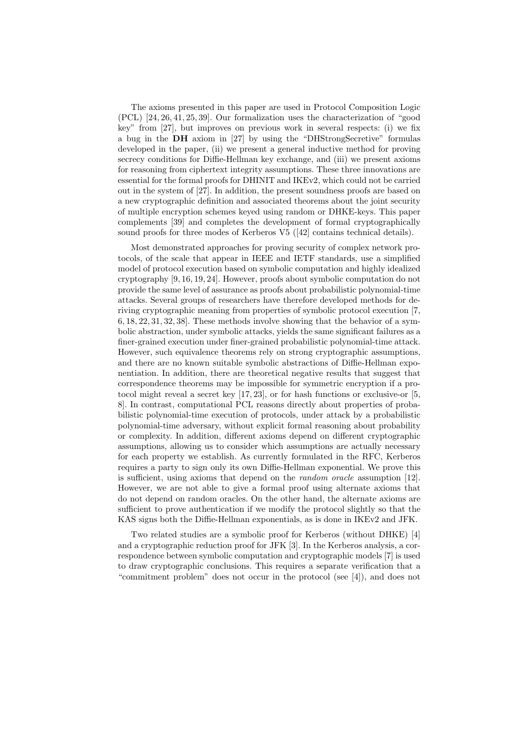The axioms presented in this paper are used in Protocol Composition Logic (PCL) [24, 26, 41, 25, 39]. Our formalization uses the characterization of "good key" from [27], but improves on previous work in several respects: (i) we fix a bug in the **DH** axiom in [27] by using the "DHStrongSecretive" formulas developed in the paper, (ii) we present a general inductive method for proving secrecy conditions for Diffie-Hellman key exchange, and (iii) we present axioms for reasoning from ciphertext integrity assumptions. These three innovations are essential for the formal proofs for DHINIT and IKEv2, which could not be carried out in the system of [27]. In addition, the present soundness proofs are based on a new cryptographic definition and associated theorems about the joint security of multiple encryption schemes keyed using random or DHKE-keys. This paper complements [39] and completes the development of formal cryptographically sound proofs for three modes of Kerberos V5 ([42] contains technical details).

Most demonstrated approaches for proving security of complex network protocols, of the scale that appear in IEEE and IETF standards, use a simplified model of protocol execution based on symbolic computation and highly idealized cryptography [9, 16, 19, 24]. However, proofs about symbolic computation do not provide the same level of assurance as proofs about probabilistic polynomial-time attacks. Several groups of researchers have therefore developed methods for deriving cryptographic meaning from properties of symbolic protocol execution [7, 6, 18, 22, 31, 32, 38]. These methods involve showing that the behavior of a symbolic abstraction, under symbolic attacks, yields the same significant failures as a finer-grained execution under finer-grained probabilistic polynomial-time attack. However, such equivalence theorems rely on strong cryptographic assumptions, and there are no known suitable symbolic abstractions of Diffie-Hellman exponentiation. In addition, there are theoretical negative results that suggest that correspondence theorems may be impossible for symmetric encryption if a protocol might reveal a secret key [17, 23], or for hash functions or exclusive-or [5, 8]. In contrast, computational PCL reasons directly about properties of probabilistic polynomial-time execution of protocols, under attack by a probabilistic polynomial-time adversary, without explicit formal reasoning about probability or complexity. In addition, different axioms depend on different cryptographic assumptions, allowing us to consider which assumptions are actually necessary for each property we establish. As currently formulated in the RFC, Kerberos requires a party to sign only its own Diffie-Hellman exponential. We prove this is sufficient, using axioms that depend on the *random oracle* assumption [12]. However, we are not able to give a formal proof using alternate axioms that do not depend on random oracles. On the other hand, the alternate axioms are sufficient to prove authentication if we modify the protocol slightly so that the KAS signs both the Diffie-Hellman exponentials, as is done in IKEv2 and JFK.

Two related studies are a symbolic proof for Kerberos (without DHKE) [4] and a cryptographic reduction proof for JFK [3]. In the Kerberos analysis, a correspondence between symbolic computation and cryptographic models [7] is used to draw cryptographic conclusions. This requires a separate verification that a "commitment problem" does not occur in the protocol (see [4]), and does not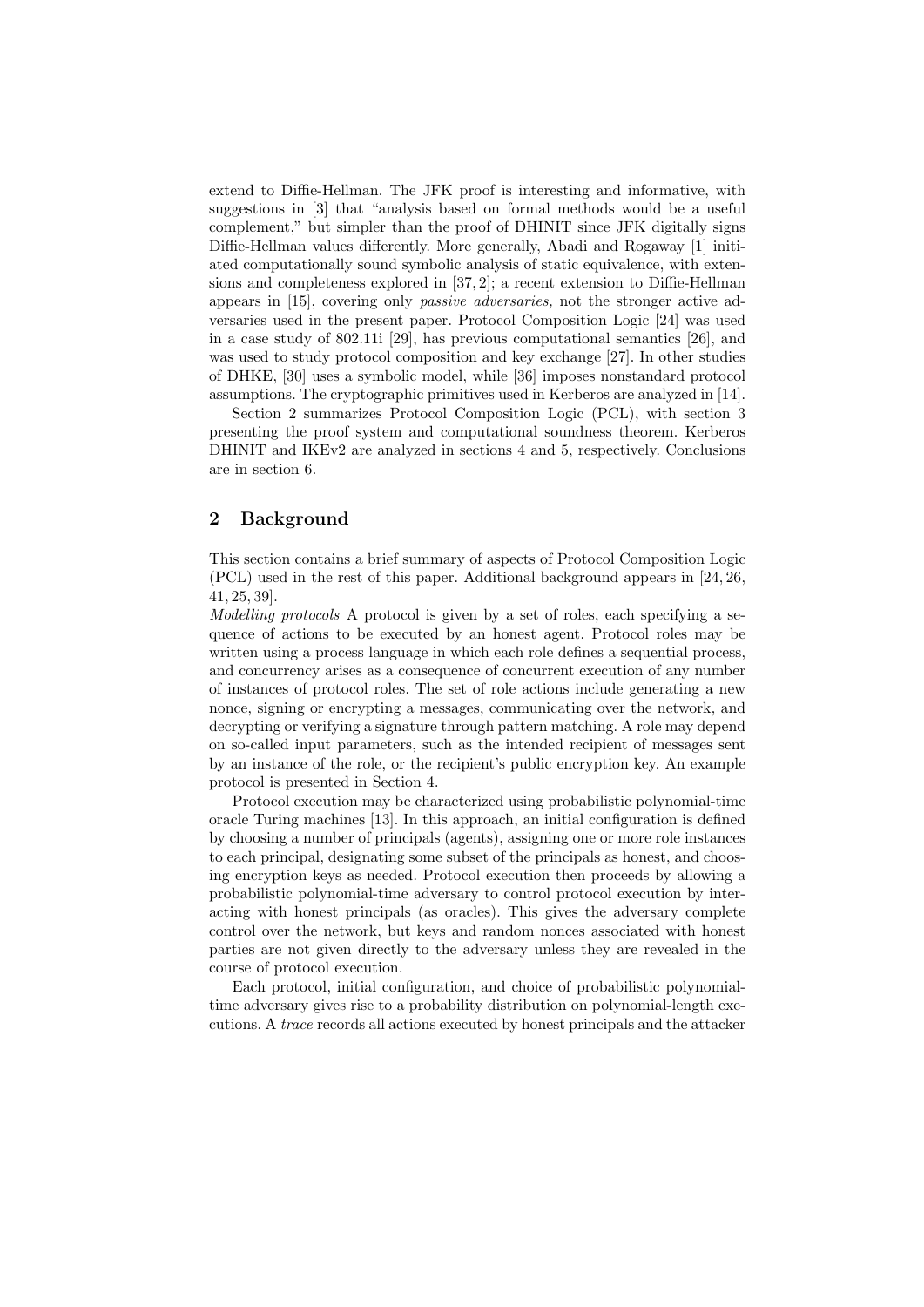extend to Diffie-Hellman. The JFK proof is interesting and informative, with suggestions in [3] that "analysis based on formal methods would be a useful complement," but simpler than the proof of DHINIT since JFK digitally signs Diffie-Hellman values differently. More generally, Abadi and Rogaway [1] initiated computationally sound symbolic analysis of static equivalence, with extensions and completeness explored in [37, 2]; a recent extension to Diffie-Hellman appears in [15], covering only *passive adversaries,* not the stronger active adversaries used in the present paper. Protocol Composition Logic [24] was used in a case study of 802.11i [29], has previous computational semantics [26], and was used to study protocol composition and key exchange [27]. In other studies of DHKE, [30] uses a symbolic model, while [36] imposes nonstandard protocol assumptions. The cryptographic primitives used in Kerberos are analyzed in [14].

Section 2 summarizes Protocol Composition Logic (PCL), with section 3 presenting the proof system and computational soundness theorem. Kerberos DHINIT and IKEv2 are analyzed in sections 4 and 5, respectively. Conclusions are in section 6.

## 2 Background

This section contains a brief summary of aspects of Protocol Composition Logic (PCL) used in the rest of this paper. Additional background appears in [24, 26, 41, 25, 39].

*Modelling protocols* A protocol is given by a set of roles, each specifying a sequence of actions to be executed by an honest agent. Protocol roles may be written using a process language in which each role defines a sequential process, and concurrency arises as a consequence of concurrent execution of any number of instances of protocol roles. The set of role actions include generating a new nonce, signing or encrypting a messages, communicating over the network, and decrypting or verifying a signature through pattern matching. A role may depend on so-called input parameters, such as the intended recipient of messages sent by an instance of the role, or the recipient's public encryption key. An example protocol is presented in Section 4.

Protocol execution may be characterized using probabilistic polynomial-time oracle Turing machines [13]. In this approach, an initial configuration is defined by choosing a number of principals (agents), assigning one or more role instances to each principal, designating some subset of the principals as honest, and choosing encryption keys as needed. Protocol execution then proceeds by allowing a probabilistic polynomial-time adversary to control protocol execution by interacting with honest principals (as oracles). This gives the adversary complete control over the network, but keys and random nonces associated with honest parties are not given directly to the adversary unless they are revealed in the course of protocol execution.

Each protocol, initial configuration, and choice of probabilistic polynomial-time adversary gives rise to a probability distribution on polynomial-length executions. A *trace* records all actions executed by honest principals and the attacker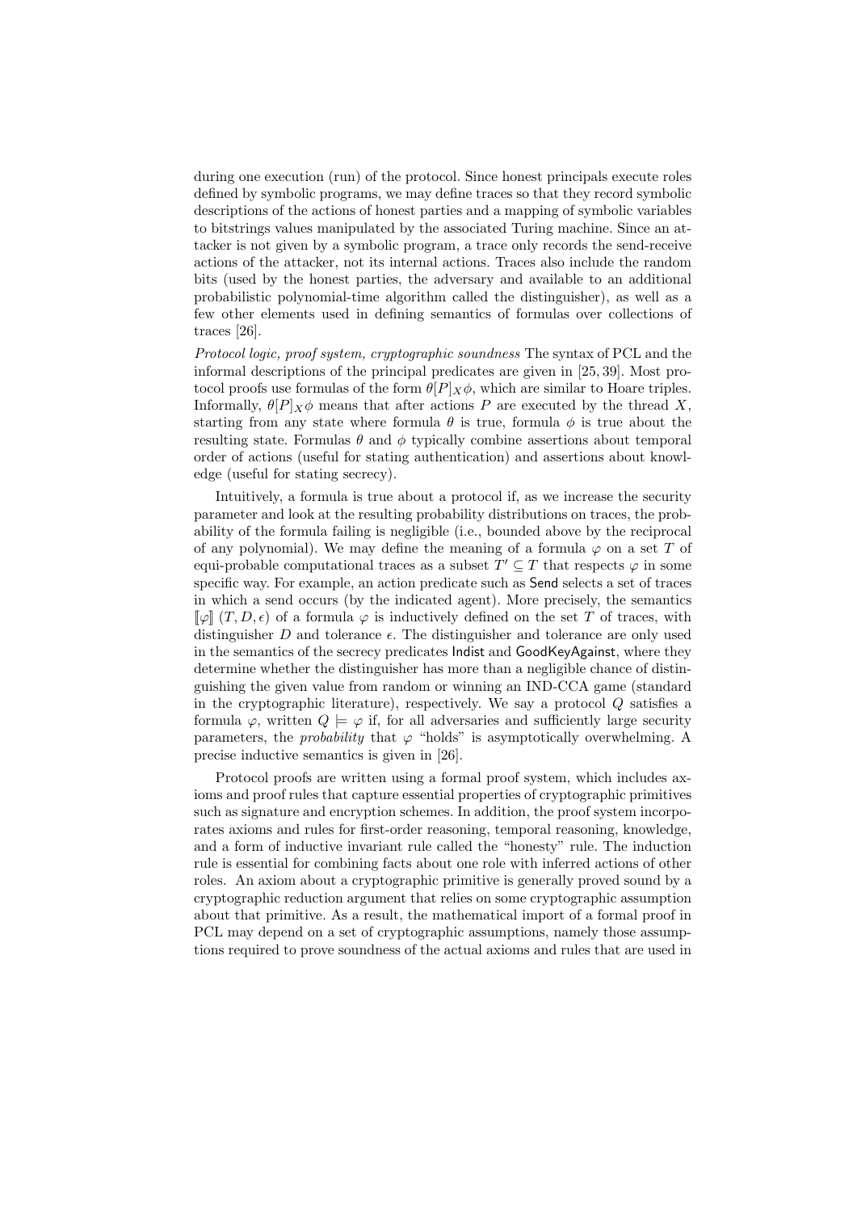during one execution (run) of the protocol. Since honest principals execute roles defined by symbolic programs, we may define traces so that they record symbolic descriptions of the actions of honest parties and a mapping of symbolic variables to bitstrings values manipulated by the associated Turing machine. Since an attacker is not given by a symbolic program, a trace only records the send-receive actions of the attacker, not its internal actions. Traces also include the random bits (used by the honest parties, the adversary and available to an additional probabilistic polynomial-time algorithm called the distinguisher), as well as a few other elements used in defining semantics of formulas over collections of traces [26].

*Protocol logic, proof system, cryptographic soundness* The syntax of PCL and the informal descriptions of the principal predicates are given in [25, 39]. Most protocol proofs use formulas of the form $\theta[P]_X\phi$, which are similar to Hoare triples. Informally, $\theta[P]_X\phi$ means that after actions $P$ are executed by the thread $X$, starting from any state where formula $\theta$ is true, formula $\phi$ is true about the resulting state. Formulas $\theta$ and $\phi$ typically combine assertions about temporal order of actions (useful for stating authentication) and assertions about knowledge (useful for stating secrecy).

Intuitively, a formula is true about a protocol if, as we increase the security parameter and look at the resulting probability distributions on traces, the probability of the formula failing is negligible (i.e., bounded above by the reciprocal of any polynomial). We may define the meaning of a formula $\varphi$ on a set $T$ of equi-probable computational traces as a subset $T' \subseteq T$ that respects $\varphi$ in some specific way. For example, an action predicate such as Send selects a set of traces in which a send occurs (by the indicated agent). More precisely, the semantics $[\![\varphi]\!]\,(T, D, \epsilon)$ of a formula $\varphi$ is inductively defined on the set $T$ of traces, with distinguisher $D$ and tolerance $\epsilon$. The distinguisher and tolerance are only used in the semantics of the secrecy predicates Indist and GoodKeyAgainst, where they determine whether the distinguisher has more than a negligible chance of distinguishing the given value from random or winning an IND-CCA game (standard in the cryptographic literature), respectively. We say a protocol $Q$ satisfies a formula $\varphi$, written $Q \models \varphi$ if, for all adversaries and sufficiently large security parameters, the *probability* that $\varphi$ "holds" is asymptotically overwhelming. A precise inductive semantics is given in [26].

Protocol proofs are written using a formal proof system, which includes axioms and proof rules that capture essential properties of cryptographic primitives such as signature and encryption schemes. In addition, the proof system incorporates axioms and rules for first-order reasoning, temporal reasoning, knowledge, and a form of inductive invariant rule called the "honesty" rule. The induction rule is essential for combining facts about one role with inferred actions of other roles. An axiom about a cryptographic primitive is generally proved sound by a cryptographic reduction argument that relies on some cryptographic assumption about that primitive. As a result, the mathematical import of a formal proof in PCL may depend on a set of cryptographic assumptions, namely those assumptions required to prove soundness of the actual axioms and rules that are used in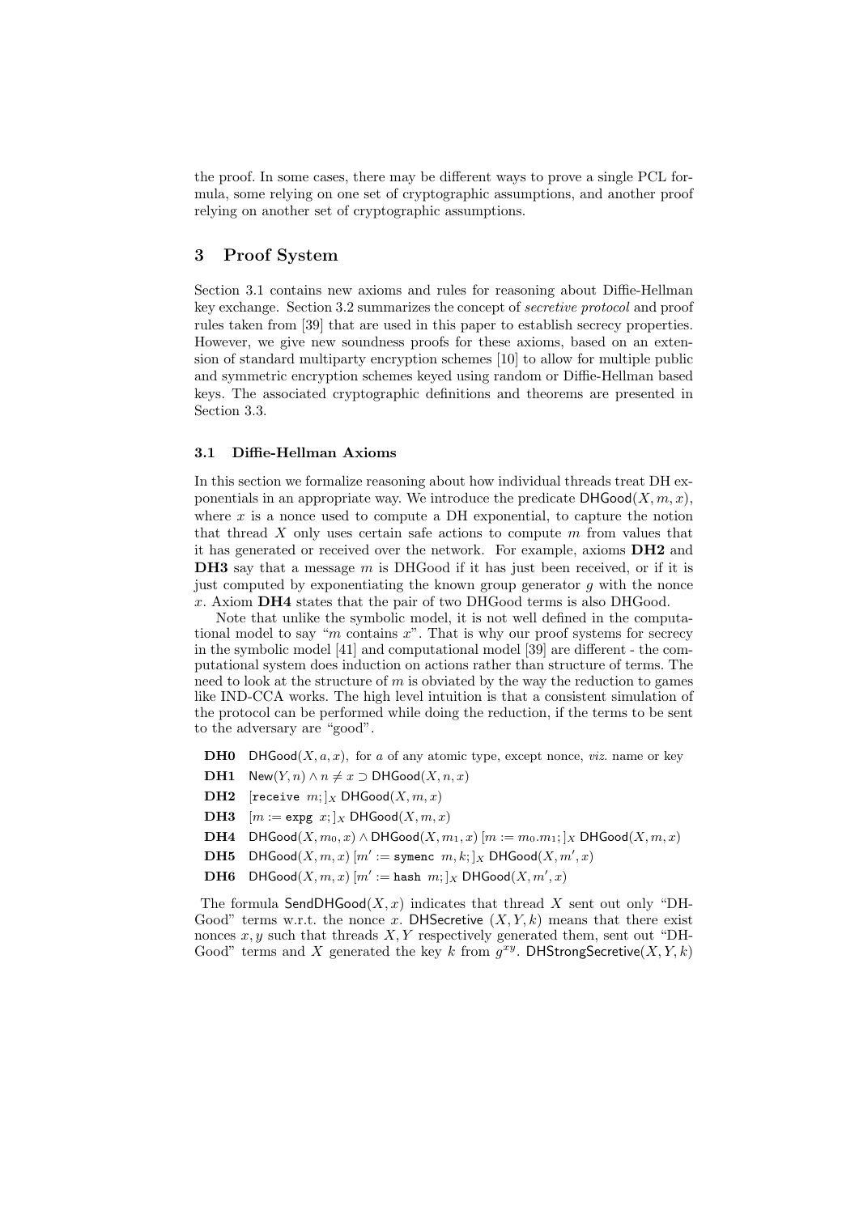the proof. In some cases, there may be different ways to prove a single PCL formula, some relying on one set of cryptographic assumptions, and another proof relying on another set of cryptographic assumptions.

## 3 Proof System

Section 3.1 contains new axioms and rules for reasoning about Diffie-Hellman key exchange. Section 3.2 summarizes the concept of *secretive protocol* and proof rules taken from [39] that are used in this paper to establish secrecy properties. However, we give new soundness proofs for these axioms, based on an extension of standard multiparty encryption schemes [10] to allow for multiple public and symmetric encryption schemes keyed using random or Diffie-Hellman based keys. The associated cryptographic definitions and theorems are presented in Section 3.3.

### 3.1 Diffie-Hellman Axioms

In this section we formalize reasoning about how individual threads treat DH exponentials in an appropriate way. We introduce the predicate $\mathsf{DHGood}(X, m, x)$, where $x$ is a nonce used to compute a DH exponential, to capture the notion that thread $X$ only uses certain safe actions to compute $m$ from values that it has generated or received over the network. For example, axioms **DH2** and **DH3** say that a message $m$ is DHGood if it has just been received, or if it is just computed by exponentiating the known group generator $g$ with the nonce $x$. Axiom **DH4** states that the pair of two DHGood terms is also DHGood.

Note that unlike the symbolic model, it is not well defined in the computational model to say "$m$ contains $x$". That is why our proof systems for secrecy in the symbolic model [41] and computational model [39] are different - the computational system does induction on actions rather than structure of terms. The need to look at the structure of $m$ is obviated by the way the reduction to games like IND-CCA works. The high level intuition is that a consistent simulation of the protocol can be performed while doing the reduction, if the terms to be sent to the adversary are "good".

- **DH0** $\mathsf{DHGood}(X, a, x)$, for $a$ of any atomic type, except nonce, *viz.* name or key
- **DH1** $\mathsf{New}(Y, n) \wedge n \neq x \supset \mathsf{DHGood}(X, n, x)$
- **DH2** $[\texttt{receive } m;]_X \ \mathsf{DHGood}(X, m, x)$
- **DH3** $[m := \texttt{expg } x;]_X \ \mathsf{DHGood}(X, m, x)$
- **DH4** $\mathsf{DHGood}(X, m_0, x) \wedge \mathsf{DHGood}(X, m_1, x)\ [m := m_0.m_1;]_X \ \mathsf{DHGood}(X, m, x)$
- **DH5** $\mathsf{DHGood}(X, m, x)\ [m' := \texttt{symenc } m, k;]_X \ \mathsf{DHGood}(X, m', x)$
- **DH6** $\mathsf{DHGood}(X, m, x)\ [m' := \texttt{hash } m;]_X \ \mathsf{DHGood}(X, m', x)$

The formula $\mathsf{SendDHGood}(X, x)$ indicates that thread $X$ sent out only "DH-Good" terms w.r.t. the nonce $x$. $\mathsf{DHSecretive}$ $(X, Y, k)$ means that there exist nonces $x, y$ such that threads $X, Y$ respectively generated them, sent out "DH-Good" terms and $X$ generated the key $k$ from $g^{xy}$. $\mathsf{DHStrongSecretive}(X, Y, k)$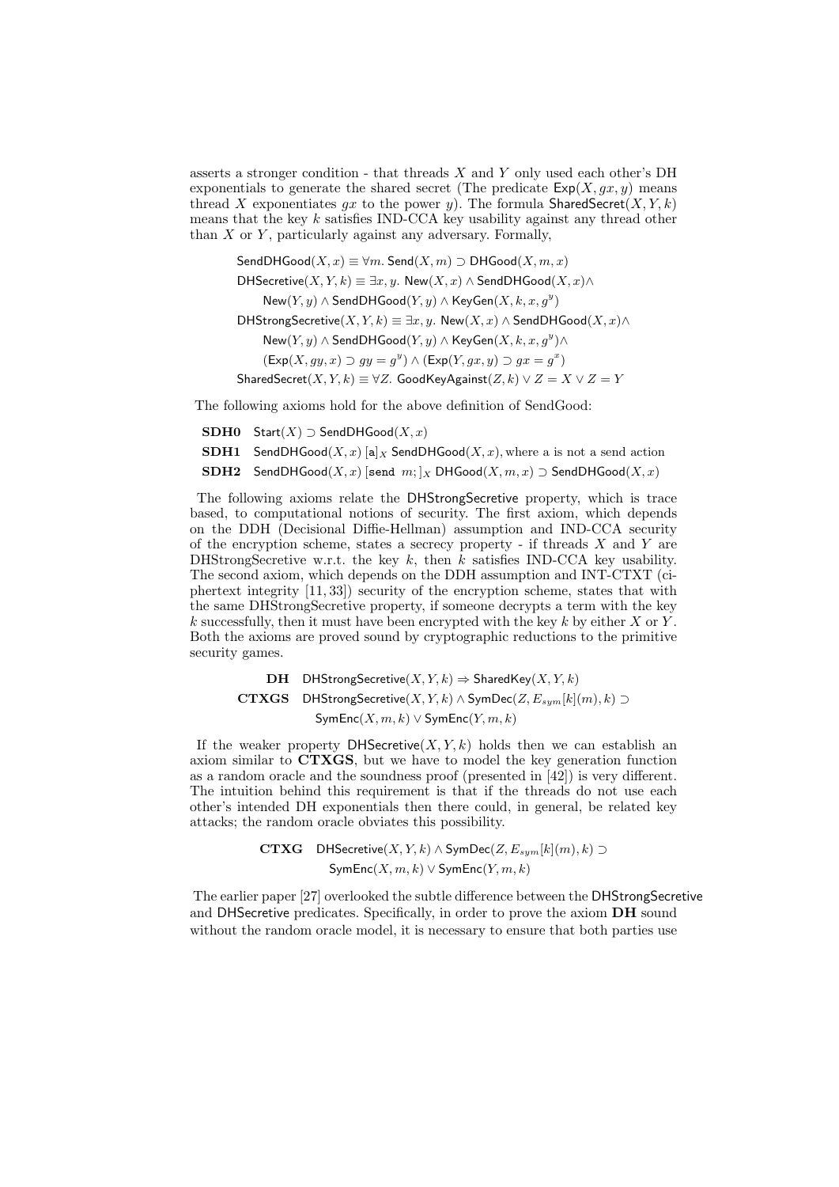asserts a stronger condition - that threads $X$ and $Y$ only used each other's DH exponentials to generate the shared secret (The predicate $\mathsf{Exp}(X, gx, y)$ means thread $X$ exponentiates $gx$ to the power $y$). The formula $\mathsf{SharedSecret}(X, Y, k)$ means that the key $k$ satisfies IND-CCA key usability against any thread other than $X$ or $Y$, particularly against any adversary. Formally,

$$\mathsf{SendDHGood}(X, x) \equiv \forall m.\ \mathsf{Send}(X, m) \supset \mathsf{DHGood}(X, m, x)$$

$$\mathsf{DHSecretive}(X, Y, k) \equiv \exists x, y.\ \mathsf{New}(X, x) \wedge \mathsf{SendDHGood}(X, x) \wedge \mathsf{New}(Y, y) \wedge \mathsf{SendDHGood}(Y, y) \wedge \mathsf{KeyGen}(X, k, x, g^y)$$

$$\mathsf{DHStrongSecretive}(X, Y, k) \equiv \exists x, y.\ \mathsf{New}(X, x) \wedge \mathsf{SendDHGood}(X, x) \wedge \mathsf{New}(Y, y) \wedge \mathsf{SendDHGood}(Y, y) \wedge \mathsf{KeyGen}(X, k, x, g^y) \wedge (\mathsf{Exp}(X, gy, x) \supset gy = g^y) \wedge (\mathsf{Exp}(Y, gx, y) \supset gx = g^x)$$

$$\mathsf{SharedSecret}(X, Y, k) \equiv \forall Z.\ \mathsf{GoodKeyAgainst}(Z, k) \vee Z = X \vee Z = Y$$

The following axioms hold for the above definition of SendGood:

**SDH0** $\mathsf{Start}(X) \supset \mathsf{SendDHGood}(X, x)$

**SDH1** $\mathsf{SendDHGood}(X, x)\ [\mathsf{a}]_X\ \mathsf{SendDHGood}(X, x)$, where a is not a send action

**SDH2** $\mathsf{SendDHGood}(X, x)\ [\mathtt{send}\ m;]_X\ \mathsf{DHGood}(X, m, x) \supset \mathsf{SendDHGood}(X, x)$

The following axioms relate the DHStrongSecretive property, which is trace based, to computational notions of security. The first axiom, which depends on the DDH (Decisional Diffie-Hellman) assumption and IND-CCA security of the encryption scheme, states a secrecy property - if threads $X$ and $Y$ are DHStrongSecretive w.r.t. the key $k$, then $k$ satisfies IND-CCA key usability. The second axiom, which depends on the DDH assumption and INT-CTXT (ciphertext integrity [11, 33]) security of the encryption scheme, states that with the same DHStrongSecretive property, if someone decrypts a term with the key $k$ successfully, then it must have been encrypted with the key $k$ by either $X$ or $Y$. Both the axioms are proved sound by cryptographic reductions to the primitive security games.

**DH** $\mathsf{DHStrongSecretive}(X, Y, k) \Rightarrow \mathsf{SharedKey}(X, Y, k)$

**CTXGS** $\mathsf{DHStrongSecretive}(X, Y, k) \wedge \mathsf{SymDec}(Z, E_{sym}[k](m), k) \supset \mathsf{SymEnc}(X, m, k) \vee \mathsf{SymEnc}(Y, m, k)$

If the weaker property $\mathsf{DHSecretive}(X, Y, k)$ holds then we can establish an axiom similar to **CTXGS**, but we have to model the key generation function as a random oracle and the soundness proof (presented in [42]) is very different. The intuition behind this requirement is that if the threads do not use each other's intended DH exponentials then there could, in general, be related key attacks; the random oracle obviates this possibility.

**CTXG** $\mathsf{DHSecretive}(X, Y, k) \wedge \mathsf{SymDec}(Z, E_{sym}[k](m), k) \supset \mathsf{SymEnc}(X, m, k) \vee \mathsf{SymEnc}(Y, m, k)$

The earlier paper [27] overlooked the subtle difference between the DHStrongSecretive and DHSecretive predicates. Specifically, in order to prove the axiom **DH** sound without the random oracle model, it is necessary to ensure that both parties use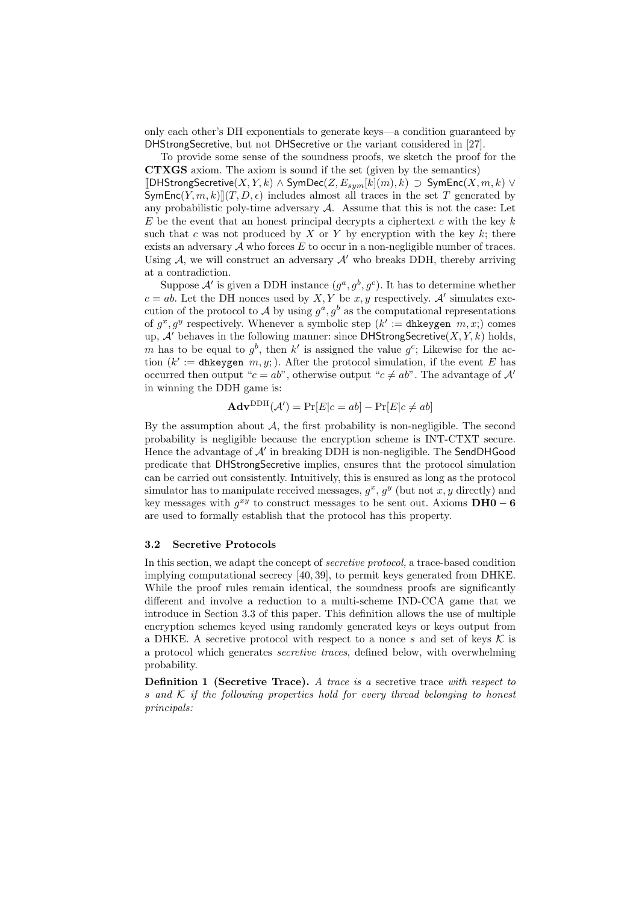only each other's DH exponentials to generate keys—a condition guaranteed by DHStrongSecretive, but not DHSecretive or the variant considered in [27].

To provide some sense of the soundness proofs, we sketch the proof for the **CTXGS** axiom. The axiom is sound if the set (given by the semantics) $[\![\mathsf{DHStrongSecretive}(X,Y,k) \wedge \mathsf{SymDec}(Z, E_{sym}[k](m), k) \supset \mathsf{SymEnc}(X,m,k) \vee \mathsf{SymEnc}(Y,m,k)]\!](T,D,\epsilon)$ includes almost all traces in the set $T$ generated by any probabilistic poly-time adversary $\mathcal{A}$. Assume that this is not the case: Let $E$ be the event that an honest principal decrypts a ciphertext $c$ with the key $k$ such that $c$ was not produced by $X$ or $Y$ by encryption with the key $k$; there exists an adversary $\mathcal{A}$ who forces $E$ to occur in a non-negligible number of traces. Using $\mathcal{A}$, we will construct an adversary $\mathcal{A}'$ who breaks DDH, thereby arriving at a contradiction.

Suppose $\mathcal{A}'$ is given a DDH instance $(g^a, g^b, g^c)$. It has to determine whether $c = ab$. Let the DH nonces used by $X, Y$ be $x, y$ respectively. $\mathcal{A}'$ simulates execution of the protocol to $\mathcal{A}$ by using $g^a, g^b$ as the computational representations of $g^x, g^y$ respectively. Whenever a symbolic step ($k' :=$ `dhkeygen` $m, x;$) comes up, $\mathcal{A}'$ behaves in the following manner: since $\mathsf{DHStrongSecretive}(X,Y,k)$ holds, $m$ has to be equal to $g^b$, then $k'$ is assigned the value $g^c$; Likewise for the action ($k' :=$ `dhkeygen` $m, y;$). After the protocol simulation, if the event $E$ has occurred then output "$c = ab$", otherwise output "$c \neq ab$". The advantage of $\mathcal{A}'$ in winning the DDH game is:

$$\mathbf{Adv}^{\mathrm{DDH}}(\mathcal{A}') = \Pr[E|c = ab] - \Pr[E|c \neq ab]$$

By the assumption about $\mathcal{A}$, the first probability is non-negligible. The second probability is negligible because the encryption scheme is INT-CTXT secure. Hence the advantage of $\mathcal{A}'$ in breaking DDH is non-negligible. The SendDHGood predicate that DHStrongSecretive implies, ensures that the protocol simulation can be carried out consistently. Intuitively, this is ensured as long as the protocol simulator has to manipulate received messages, $g^x$, $g^y$ (but not $x, y$ directly) and key messages with $g^{xy}$ to construct messages to be sent out. Axioms **DH0 − 6** are used to formally establish that the protocol has this property.

### 3.2 Secretive Protocols

In this section, we adapt the concept of *secretive protocol,* a trace-based condition implying computational secrecy [40, 39], to permit keys generated from DHKE. While the proof rules remain identical, the soundness proofs are significantly different and involve a reduction to a multi-scheme IND-CCA game that we introduce in Section 3.3 of this paper. This definition allows the use of multiple encryption schemes keyed using randomly generated keys or keys output from a DHKE. A secretive protocol with respect to a nonce $s$ and set of keys $\mathcal{K}$ is a protocol which generates *secretive traces*, defined below, with overwhelming probability.

**Definition 1 (Secretive Trace).** *A trace is a* secretive trace *with respect to $s$ and $\mathcal{K}$ if the following properties hold for every thread belonging to honest principals:*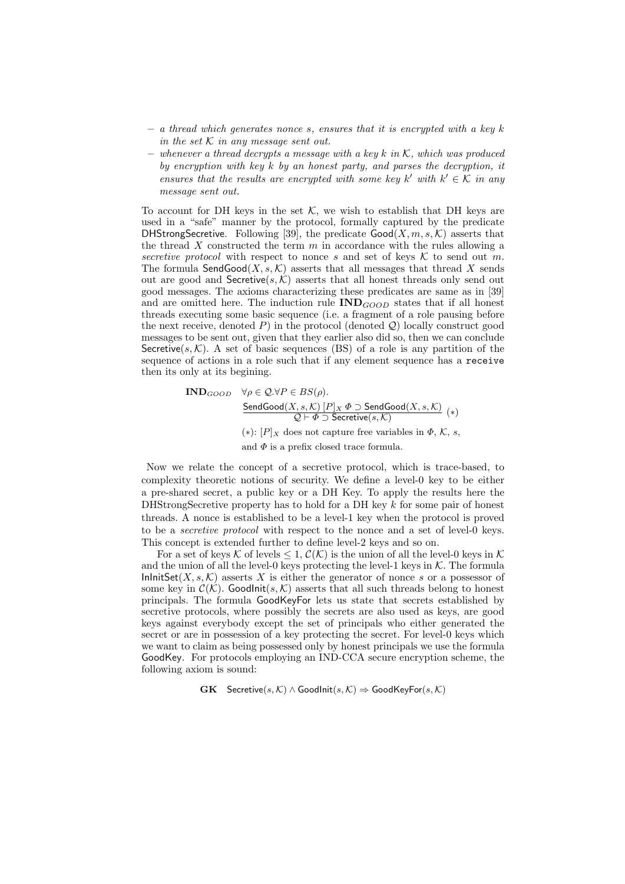- *a thread which generates nonce s, ensures that it is encrypted with a key k in the set $\mathcal{K}$ in any message sent out.*
- *whenever a thread decrypts a message with a key k in $\mathcal{K}$, which was produced by encryption with key k by an honest party, and parses the decryption, it ensures that the results are encrypted with some key $k'$ with $k' \in \mathcal{K}$ in any message sent out.*

To account for DH keys in the set $\mathcal{K}$, we wish to establish that DH keys are used in a "safe" manner by the protocol, formally captured by the predicate DHStrongSecretive. Following [39], the predicate $\mathsf{Good}(X, m, s, \mathcal{K})$ asserts that the thread $X$ constructed the term $m$ in accordance with the rules allowing a *secretive protocol* with respect to nonce $s$ and set of keys $\mathcal{K}$ to send out $m$. The formula $\mathsf{SendGood}(X, s, \mathcal{K})$ asserts that all messages that thread $X$ sends out are good and $\mathsf{Secretive}(s, \mathcal{K})$ asserts that all honest threads only send out good messages. The axioms characterizing these predicates are same as in [39] and are omitted here. The induction rule $\mathbf{IND}_{GOOD}$ states that if all honest threads executing some basic sequence (i.e. a fragment of a role pausing before the next receive, denoted $P$) in the protocol (denoted $\mathcal{Q}$) locally construct good messages to be sent out, given that they earlier also did so, then we can conclude $\mathsf{Secretive}(s, \mathcal{K})$. A set of basic sequences (BS) of a role is any partition of the sequence of actions in a role such that if any element sequence has a `receive` then its only at its begining.

$$\mathbf{IND}_{GOOD} \quad \forall \rho \in \mathcal{Q}. \forall P \in BS(\rho). \quad \frac{\mathsf{SendGood}(X, s, \mathcal{K})\ [P]_X\ \Phi \supset \mathsf{SendGood}(X, s, \mathcal{K})}{\mathcal{Q} \vdash \Phi \supset \mathsf{Secretive}(s, \mathcal{K})}\ (*)$$

$(*)$: $[P]_X$ does not capture free variables in $\Phi$, $\mathcal{K}$, $s$, and $\Phi$ is a prefix closed trace formula.

Now we relate the concept of a secretive protocol, which is trace-based, to complexity theoretic notions of security. We define a level-0 key to be either a pre-shared secret, a public key or a DH Key. To apply the results here the DHStrongSecretive property has to hold for a DH key $k$ for some pair of honest threads. A nonce is established to be a level-1 key when the protocol is proved to be a *secretive protocol* with respect to the nonce and a set of level-0 keys. This concept is extended further to define level-2 keys and so on.

For a set of keys $\mathcal{K}$ of levels $\leq 1$, $\mathcal{C}(\mathcal{K})$ is the union of all the level-0 keys in $\mathcal{K}$ and the union of all the level-0 keys protecting the level-1 keys in $\mathcal{K}$. The formula $\mathsf{InInitSet}(X, s, \mathcal{K})$ asserts $X$ is either the generator of nonce $s$ or a possessor of some key in $\mathcal{C}(\mathcal{K})$. $\mathsf{GoodInit}(s, \mathcal{K})$ asserts that all such threads belong to honest principals. The formula GoodKeyFor lets us state that secrets established by secretive protocols, where possibly the secrets are also used as keys, are good keys against everybody except the set of principals who either generated the secret or are in possession of a key protecting the secret. For level-0 keys which we want to claim as being possessed only by honest principals we use the formula GoodKey. For protocols employing an IND-CCA secure encryption scheme, the following axiom is sound:

$$\mathbf{GK} \quad \mathsf{Secretive}(s, \mathcal{K}) \wedge \mathsf{GoodInit}(s, \mathcal{K}) \Rightarrow \mathsf{GoodKeyFor}(s, \mathcal{K})$$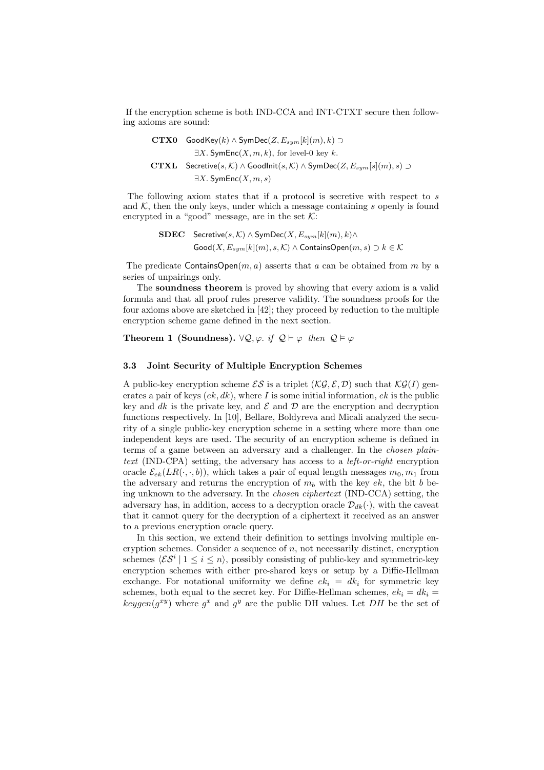If the encryption scheme is both IND-CCA and INT-CTXT secure then following axioms are sound:

**CTX0** $\mathsf{GoodKey}(k) \wedge \mathsf{SymDec}(Z, E_{sym}[k](m), k) \supset$
$\exists X.\ \mathsf{SymEnc}(X, m, k)$, for level-0 key $k$.

**CTXL** $\mathsf{Secretive}(s, \mathcal{K}) \wedge \mathsf{GoodInit}(s, \mathcal{K}) \wedge \mathsf{SymDec}(Z, E_{sym}[s](m), s) \supset$
$\exists X.\ \mathsf{SymEnc}(X, m, s)$

The following axiom states that if a protocol is secretive with respect to $s$ and $\mathcal{K}$, then the only keys, under which a message containing $s$ openly is found encrypted in a "good" message, are in the set $\mathcal{K}$:

**SDEC** $\mathsf{Secretive}(s, \mathcal{K}) \wedge \mathsf{SymDec}(X, E_{sym}[k](m), k) \wedge$
$\mathsf{Good}(X, E_{sym}[k](m), s, \mathcal{K}) \wedge \mathsf{ContainsOpen}(m, s) \supset k \in \mathcal{K}$

The predicate $\mathsf{ContainsOpen}(m, a)$ asserts that $a$ can be obtained from $m$ by a series of unpairings only.

The **soundness theorem** is proved by showing that every axiom is a valid formula and that all proof rules preserve validity. The soundness proofs for the four axioms above are sketched in [42]; they proceed by reduction to the multiple encryption scheme game defined in the next section.

**Theorem 1 (Soundness).** $\forall \mathcal{Q}, \varphi.$ *if* $\mathcal{Q} \vdash \varphi$ *then* $\mathcal{Q} \models \varphi$

### 3.3 Joint Security of Multiple Encryption Schemes

A public-key encryption scheme $\mathcal{ES}$ is a triplet $(\mathcal{KG}, \mathcal{E}, \mathcal{D})$ such that $\mathcal{KG}(I)$ generates a pair of keys $(ek, dk)$, where $I$ is some initial information, $ek$ is the public key and $dk$ is the private key, and $\mathcal{E}$ and $\mathcal{D}$ are the encryption and decryption functions respectively. In [10], Bellare, Boldyreva and Micali analyzed the security of a single public-key encryption scheme in a setting where more than one independent keys are used. The security of an encryption scheme is defined in terms of a game between an adversary and a challenger. In the *chosen plaintext* (IND-CPA) setting, the adversary has access to a *left-or-right* encryption oracle $\mathcal{E}_{ek}(LR(\cdot, \cdot, b))$, which takes a pair of equal length messages $m_0, m_1$ from the adversary and returns the encryption of $m_b$ with the key $ek$, the bit $b$ being unknown to the adversary. In the *chosen ciphertext* (IND-CCA) setting, the adversary has, in addition, access to a decryption oracle $\mathcal{D}_{dk}(\cdot)$, with the caveat that it cannot query for the decryption of a ciphertext it received as an answer to a previous encryption oracle query.

In this section, we extend their definition to settings involving multiple encryption schemes. Consider a sequence of $n$, not necessarily distinct, encryption schemes $\langle \mathcal{ES}^i \mid 1 \leq i \leq n \rangle$, possibly consisting of public-key and symmetric-key encryption schemes with either pre-shared keys or setup by a Diffie-Hellman exchange. For notational uniformity we define $ek_i = dk_i$ for symmetric key schemes, both equal to the secret key. For Diffie-Hellman schemes, $ek_i = dk_i = keygen(g^{xy})$ where $g^x$ and $g^y$ are the public DH values. Let $DH$ be the set of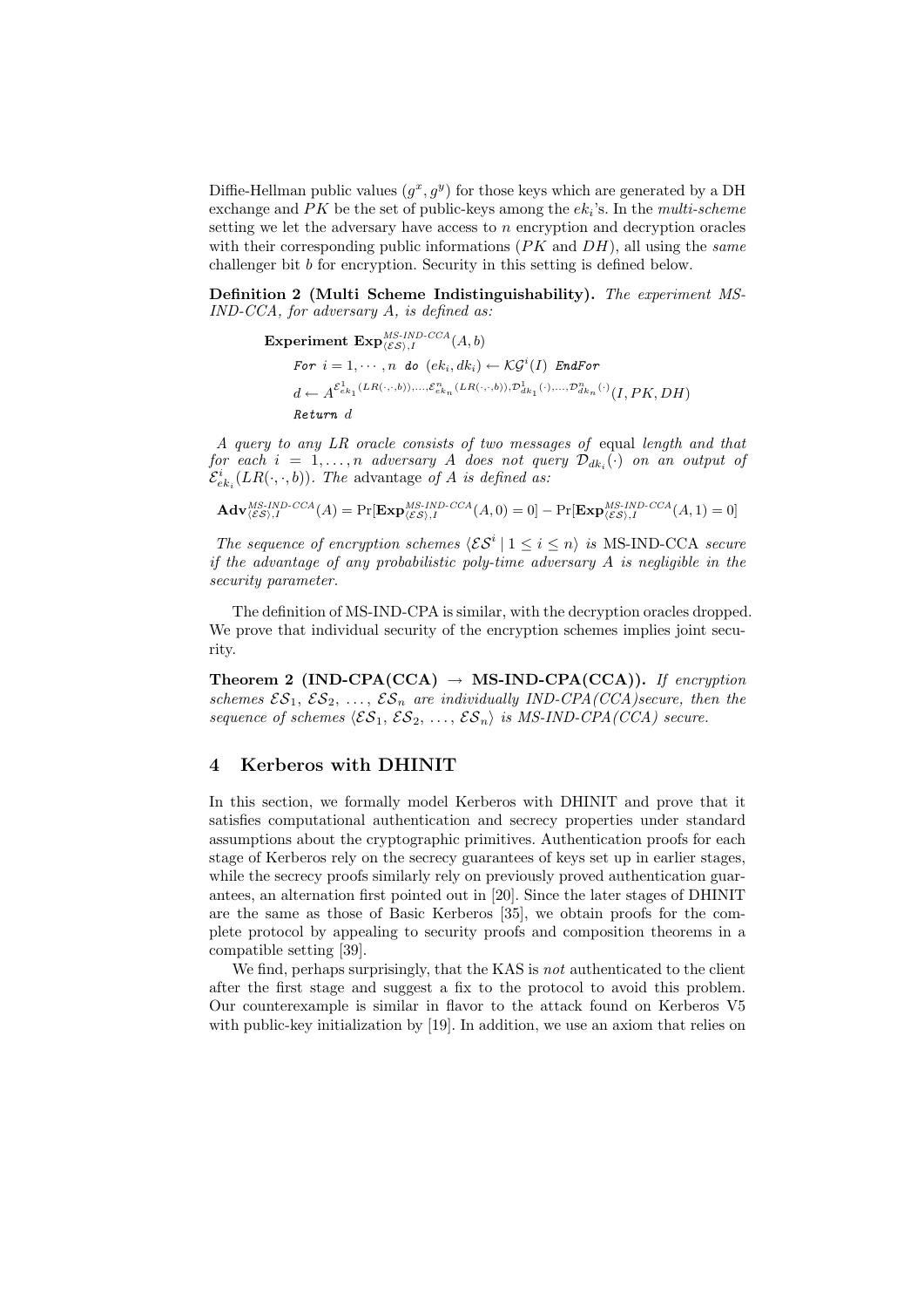Diffie-Hellman public values $(g^x, g^y)$ for those keys which are generated by a DH exchange and $PK$ be the set of public-keys among the $ek_i$'s. In the *multi-scheme* setting we let the adversary have access to $n$ encryption and decryption oracles with their corresponding public informations ($PK$ and $DH$), all using the *same* challenger bit $b$ for encryption. Security in this setting is defined below.

**Definition 2 (Multi Scheme Indistinguishability).** *The experiment MS-IND-CCA, for adversary A, is defined as:*

$$
\begin{aligned}
&\textbf{Experiment } \mathbf{Exp}^{MS\text{-}IND\text{-}CCA}_{\langle \mathcal{ES} \rangle, I}(A, b) \\
&\quad \texttt{For } i = 1, \cdots, n \texttt{ do } (ek_i, dk_i) \leftarrow \mathcal{KG}^i(I) \texttt{ EndFor} \\
&\quad d \leftarrow A^{\mathcal{E}^1_{ek_1}(LR(\cdot,\cdot,b)), \ldots, \mathcal{E}^n_{ek_n}(LR(\cdot,\cdot,b)), \mathcal{D}^1_{dk_1}(\cdot), \ldots, \mathcal{D}^n_{dk_n}(\cdot)}(I, PK, DH) \\
&\quad \texttt{Return } d
\end{aligned}
$$

*A query to any LR oracle consists of two messages of* equal *length and that for each* $i = 1, \ldots, n$ *adversary A does not query* $\mathcal{D}_{dk_i}(\cdot)$ *on an output of* $\mathcal{E}^i_{ek_i}(LR(\cdot,\cdot,b))$*. The* advantage *of A is defined as:*

$$
\mathbf{Adv}^{MS\text{-}IND\text{-}CCA}_{\langle \mathcal{ES} \rangle, I}(A) = \Pr[\mathbf{Exp}^{MS\text{-}IND\text{-}CCA}_{\langle \mathcal{ES} \rangle, I}(A, 0) = 0] - \Pr[\mathbf{Exp}^{MS\text{-}IND\text{-}CCA}_{\langle \mathcal{ES} \rangle, I}(A, 1) = 0]
$$

*The sequence of encryption schemes* $\langle \mathcal{ES}^i \mid 1 \le i \le n \rangle$ *is* MS-IND-CCA *secure if the advantage of any probabilistic poly-time adversary A is negligible in the security parameter.*

The definition of MS-IND-CPA is similar, with the decryption oracles dropped. We prove that individual security of the encryption schemes implies joint security.

**Theorem 2 (IND-CPA(CCA) → MS-IND-CPA(CCA)).** *If encryption schemes* $\mathcal{ES}_1, \mathcal{ES}_2, \ldots, \mathcal{ES}_n$ *are individually IND-CPA(CCA)secure, then the sequence of schemes* $\langle \mathcal{ES}_1, \mathcal{ES}_2, \ldots, \mathcal{ES}_n \rangle$ *is MS-IND-CPA(CCA) secure.*

## 4 Kerberos with DHINIT

In this section, we formally model Kerberos with DHINIT and prove that it satisfies computational authentication and secrecy properties under standard assumptions about the cryptographic primitives. Authentication proofs for each stage of Kerberos rely on the secrecy guarantees of keys set up in earlier stages, while the secrecy proofs similarly rely on previously proved authentication guarantees, an alternation first pointed out in [20]. Since the later stages of DHINIT are the same as those of Basic Kerberos [35], we obtain proofs for the complete protocol by appealing to security proofs and composition theorems in a compatible setting [39].

We find, perhaps surprisingly, that the KAS is *not* authenticated to the client after the first stage and suggest a fix to the protocol to avoid this problem. Our counterexample is similar in flavor to the attack found on Kerberos V5 with public-key initialization by [19]. In addition, we use an axiom that relies on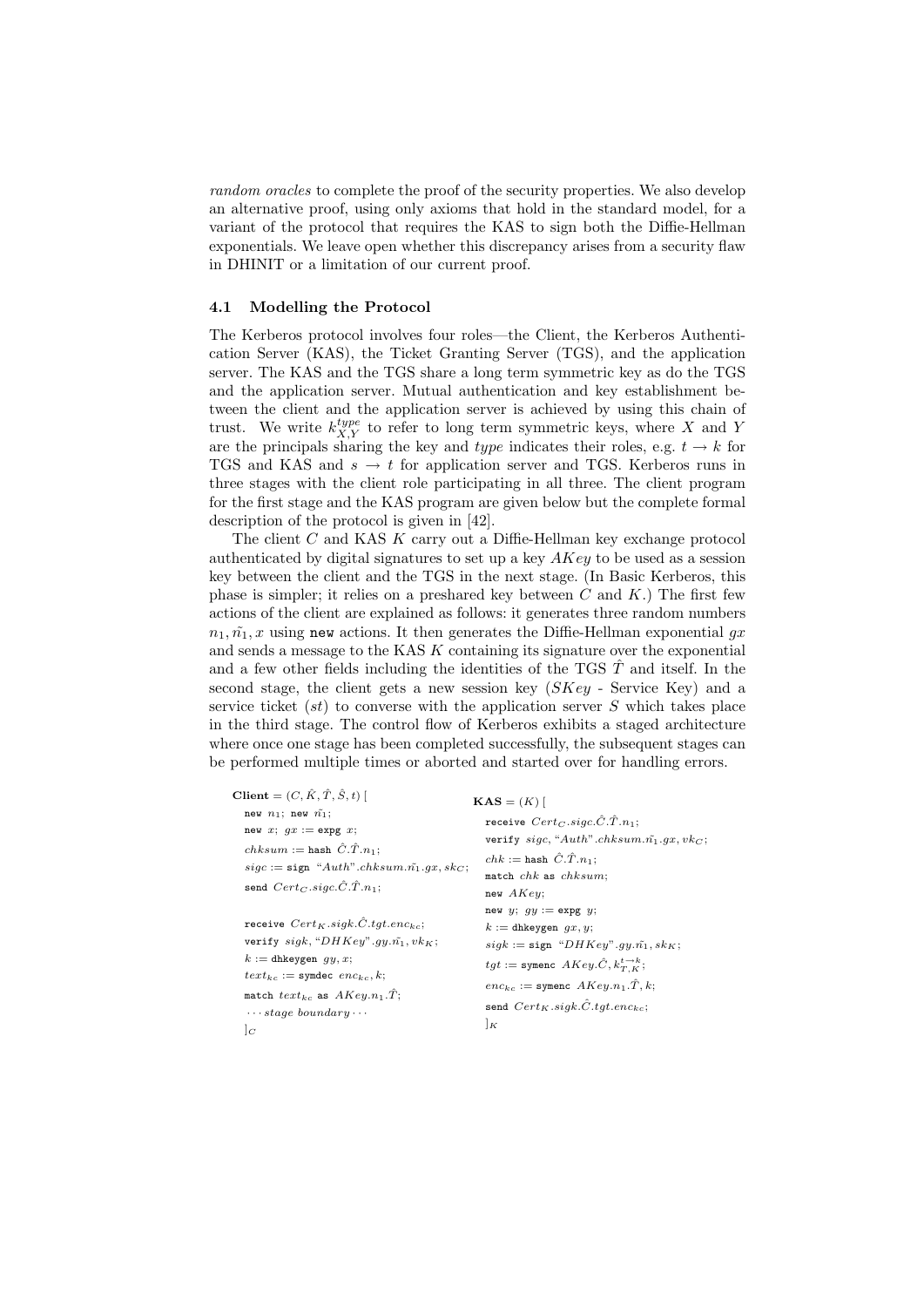*random oracles* to complete the proof of the security properties. We also develop an alternative proof, using only axioms that hold in the standard model, for a variant of the protocol that requires the KAS to sign both the Diffie-Hellman exponentials. We leave open whether this discrepancy arises from a security flaw in DHINIT or a limitation of our current proof.

### 4.1 Modelling the Protocol

The Kerberos protocol involves four roles—the Client, the Kerberos Authentication Server (KAS), the Ticket Granting Server (TGS), and the application server. The KAS and the TGS share a long term symmetric key as do the TGS and the application server. Mutual authentication and key establishment between the client and the application server is achieved by using this chain of trust. We write $k^{type}_{X,Y}$ to refer to long term symmetric keys, where $X$ and $Y$ are the principals sharing the key and *type* indicates their roles, e.g. $t \rightarrow k$ for TGS and KAS and $s \rightarrow t$ for application server and TGS. Kerberos runs in three stages with the client role participating in all three. The client program for the first stage and the KAS program are given below but the complete formal description of the protocol is given in [42].

The client $C$ and KAS $K$ carry out a Diffie-Hellman key exchange protocol authenticated by digital signatures to set up a key $AKey$ to be used as a session key between the client and the TGS in the next stage. (In Basic Kerberos, this phase is simpler; it relies on a preshared key between $C$ and $K$.) The first few actions of the client are explained as follows: it generates three random numbers $n_1, \tilde{n_1}, x$ using `new` actions. It then generates the Diffie-Hellman exponential $gx$ and sends a message to the KAS $K$ containing its signature over the exponential and a few other fields including the identities of the TGS $\hat{T}$ and itself. In the second stage, the client gets a new session key ($SKey$ - Service Key) and a service ticket ($st$) to converse with the application server $S$ which takes place in the third stage. The control flow of Kerberos exhibits a staged architecture where once one stage has been completed successfully, the subsequent stages can be performed multiple times or aborted and started over for handling errors.

**Client** $= (C, \hat{K}, \hat{T}, \hat{S}, t)$ [
- new $n_1$; new $\tilde{n_1}$;
- new $x$; $gx :=$ expg $x$;
- $chksum :=$ hash $\hat{C}.\hat{T}.n_1$;
- $sigc :=$ sign "$Auth$"$.chksum.\tilde{n_1}.gx, sk_C$;
- send $Cert_C.sigc.\hat{C}.\hat{T}.n_1$;

- receive $Cert_K.sigk.\hat{C}.tgt.enc_{kc}$;
- verify $sigk$, "$DHKey$"$.gy.\tilde{n_1}, vk_K$;
- $k :=$ dhkeygen $gy, x$;
- $text_{kc} :=$ symdec $enc_{kc}, k$;
- match $text_{kc}$ as $AKey.n_1.\hat{T}$;
- $\cdots$ *stage boundary* $\cdots$

]$_C$

**KAS** $= (K)$ [
- receive $Cert_C.sigc.\hat{C}.\hat{T}.n_1$;
- verify $sigc$, "$Auth$"$.chksum.\tilde{n_1}.gx, vk_C$;
- $chk :=$ hash $\hat{C}.\hat{T}.n_1$;
- match $chk$ as $chksum$;
- new $AKey$;
- new $y$; $gy :=$ expg $y$;
- $k :=$ dhkeygen $gx, y$;
- $sigk :=$ sign "$DHKey$"$.gy.\tilde{n_1}, sk_K$;
- $tgt :=$ symenc $AKey.\hat{C}, k^{t \rightarrow k}_{T,K}$;
- $enc_{kc} :=$ symenc $AKey.n_1.\hat{T}, k$;
- send $Cert_K.sigk.\hat{C}.tgt.enc_{kc}$;

]$_K$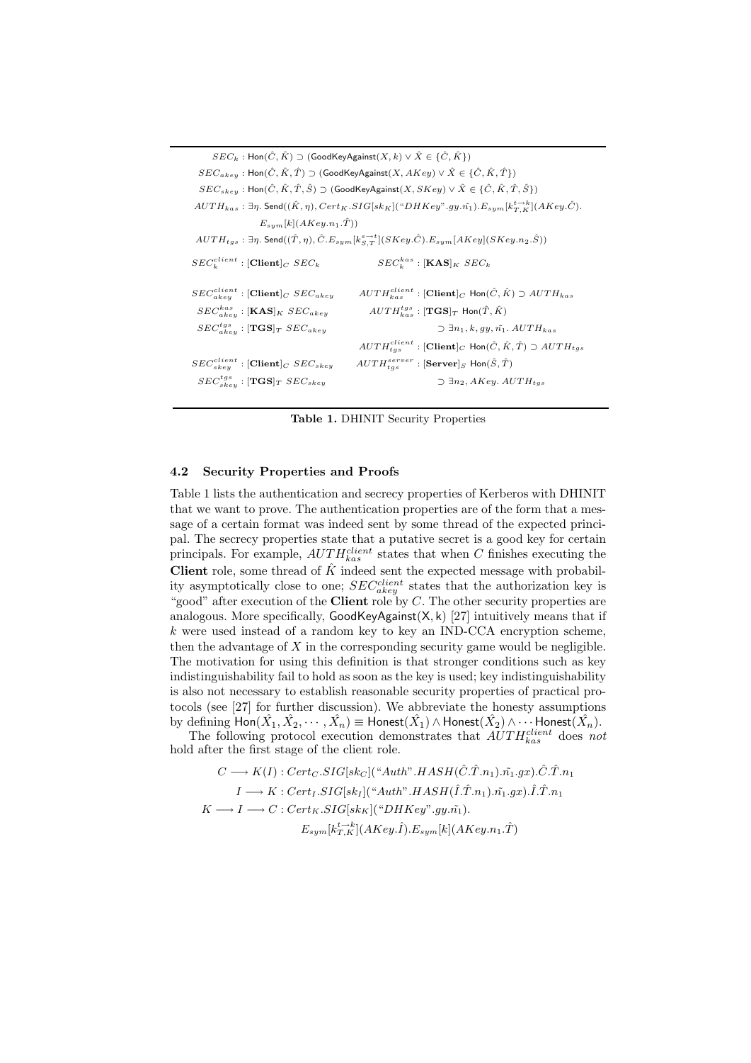$$SEC_k : \mathsf{Hon}(\hat{C}, \hat{K}) \supset (\mathsf{GoodKeyAgainst}(X, k) \vee \hat{X} \in \{\hat{C}, \hat{K}\})$$

$$SEC_{akey} : \mathsf{Hon}(\hat{C}, \hat{K}, \hat{T}) \supset (\mathsf{GoodKeyAgainst}(X, AKey) \vee \hat{X} \in \{\hat{C}, \hat{K}, \hat{T}\})$$

$$SEC_{skey} : \mathsf{Hon}(\hat{C}, \hat{K}, \hat{T}, \hat{S}) \supset (\mathsf{GoodKeyAgainst}(X, SKey) \vee \hat{X} \in \{\hat{C}, \hat{K}, \hat{T}, \hat{S}\})$$

$$AUTH_{kas} : \exists \eta.\ \mathsf{Send}((\hat{K}, \eta), Cert_K.SIG[sk_K](\text{“}DHKey\text{”}.gy.\tilde{n_1}).E_{sym}[k^{t \to k}_{T,K}](AKey.\hat{C}).E_{sym}[k](AKey.n_1.\hat{T}))$$

$$AUTH_{tgs} : \exists \eta.\ \mathsf{Send}((\hat{T}, \eta), \hat{C}.E_{sym}[k^{s \to t}_{S,T}](SKey.\hat{C}).E_{sym}[AKey](SKey.n_2.\hat{S}))$$

| | |
|---|---|
| $SEC^{client}_k : [\mathbf{Client}]_C\ SEC_k$ | $SEC^{kas}_k : [\mathbf{KAS}]_K\ SEC_k$ |
| $SEC^{client}_{akey} : [\mathbf{Client}]_C\ SEC_{akey}$ | $AUTH^{client}_{kas} : [\mathbf{Client}]_C\ \mathsf{Hon}(\hat{C}, \hat{K}) \supset AUTH_{kas}$ |
| $SEC^{kas}_{akey} : [\mathbf{KAS}]_K\ SEC_{akey}$ | $AUTH^{tgs}_{kas} : [\mathbf{TGS}]_T\ \mathsf{Hon}(\hat{T}, \hat{K})$ |
| $SEC^{tgs}_{akey} : [\mathbf{TGS}]_T\ SEC_{akey}$ | $\supset \exists n_1, k, gy, \tilde{n_1}.\ AUTH_{kas}$ |
| | $AUTH^{client}_{tgs} : [\mathbf{Client}]_C\ \mathsf{Hon}(\hat{C}, \hat{K}, \hat{T}) \supset AUTH_{tgs}$ |
| $SEC^{client}_{skey} : [\mathbf{Client}]_C\ SEC_{skey}$ | $AUTH^{server}_{tgs} : [\mathbf{Server}]_S\ \mathsf{Hon}(\hat{S}, \hat{T})$ |
| $SEC^{tgs}_{skey} : [\mathbf{TGS}]_T\ SEC_{skey}$ | $\supset \exists n_2, AKey.\ AUTH_{tgs}$ |

**Table 1.** DHINIT Security Properties

### 4.2 Security Properties and Proofs

Table 1 lists the authentication and secrecy properties of Kerberos with DHINIT that we want to prove. The authentication properties are of the form that a message of a certain format was indeed sent by some thread of the expected principal. The secrecy properties state that a putative secret is a good key for certain principals. For example, $AUTH^{client}_{kas}$ states that when $C$ finishes executing the **Client** role, some thread of $\hat{K}$ indeed sent the expected message with probability asymptotically close to one; $SEC^{client}_{akey}$ states that the authorization key is "good" after execution of the **Client** role by $C$. The other security properties are analogous. More specifically, $\mathsf{GoodKeyAgainst}(\mathsf{X}, \mathsf{k})$ [27] intuitively means that if $k$ were used instead of a random key to key an IND-CCA encryption scheme, then the advantage of $X$ in the corresponding security game would be negligible. The motivation for using this definition is that stronger conditions such as key indistinguishability fail to hold as soon as the key is used; key indistinguishability is also not necessary to establish reasonable security properties of practical protocols (see [27] for further discussion). We abbreviate the honesty assumptions by defining $\mathsf{Hon}(\hat{X_1}, \hat{X_2}, \cdots, \hat{X_n}) \equiv \mathsf{Honest}(\hat{X_1}) \wedge \mathsf{Honest}(\hat{X_2}) \wedge \cdots \mathsf{Honest}(\hat{X_n})$.

The following protocol execution demonstrates that $AUTH^{client}_{kas}$ does *not* hold after the first stage of the client role.

$$C \longrightarrow K(I) : Cert_C.SIG[sk_C](\text{“}Auth\text{”}.HASH(\hat{C}.\hat{T}.n_1).\tilde{n_1}.gx).\hat{C}.\hat{T}.n_1$$

$$I \longrightarrow K : Cert_I.SIG[sk_I](\text{“}Auth\text{”}.HASH(\hat{I}.\hat{T}.n_1).\tilde{n_1}.gx).\hat{I}.\hat{T}.n_1$$

$$K \longrightarrow I \longrightarrow C : Cert_K.SIG[sk_K](\text{“}DHKey\text{”}.gy.\tilde{n_1}).E_{sym}[k^{t \to k}_{T,K}](AKey.\hat{I}).E_{sym}[k](AKey.n_1.\hat{T})$$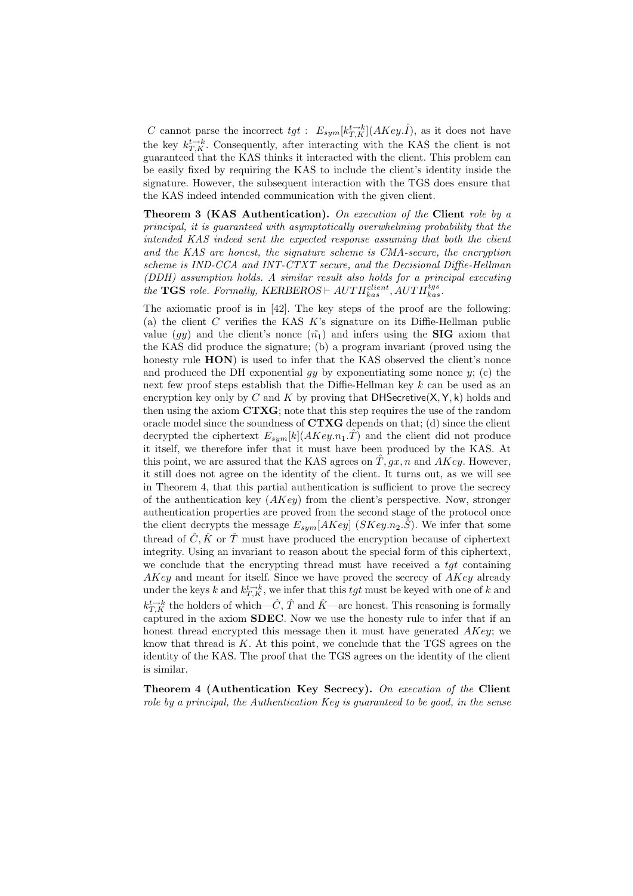$C$ cannot parse the incorrect $tgt$ : $E_{sym}[k^{t\to k}_{T,K}](AKey.\hat{I})$, as it does not have the key $k^{t\to k}_{T,K}$. Consequently, after interacting with the KAS the client is not guaranteed that the KAS thinks it interacted with the client. This problem can be easily fixed by requiring the KAS to include the client's identity inside the signature. However, the subsequent interaction with the TGS does ensure that the KAS indeed intended communication with the given client.

**Theorem 3 (KAS Authentication).** *On execution of the* **Client** *role by a principal, it is guaranteed with asymptotically overwhelming probability that the intended KAS indeed sent the expected response assuming that both the client and the KAS are honest, the signature scheme is CMA-secure, the encryption scheme is IND-CCA and INT-CTXT secure, and the Decisional Diffie-Hellman (DDH) assumption holds. A similar result also holds for a principal executing the* **TGS** *role. Formally,* $KERBEROS \vdash AUTH^{client}_{kas}, AUTH^{tgs}_{kas}$.

The axiomatic proof is in [42]. The key steps of the proof are the following: (a) the client $C$ verifies the KAS $K$'s signature on its Diffie-Hellman public value ($gy$) and the client's nonce ($\tilde{n_1}$) and infers using the **SIG** axiom that the KAS did produce the signature; (b) a program invariant (proved using the honesty rule **HON**) is used to infer that the KAS observed the client's nonce and produced the DH exponential $gy$ by exponentiating some nonce $y$; (c) the next few proof steps establish that the Diffie-Hellman key $k$ can be used as an encryption key only by $C$ and $K$ by proving that $\mathsf{DHSecretive(X, Y, k)}$ holds and then using the axiom **CTXG**; note that this step requires the use of the random oracle model since the soundness of **CTXG** depends on that; (d) since the client decrypted the ciphertext $E_{sym}[k](AKey.n_1.\hat{T})$ and the client did not produce it itself, we therefore infer that it must have been produced by the KAS. At this point, we are assured that the KAS agrees on $\hat{T}, gx, n$ and $AKey$. However, it still does not agree on the identity of the client. It turns out, as we will see in Theorem 4, that this partial authentication is sufficient to prove the secrecy of the authentication key ($AKey$) from the client's perspective. Now, stronger authentication properties are proved from the second stage of the protocol once the client decrypts the message $E_{sym}[AKey]$ $(SKey.n_2.\hat{S})$. We infer that some thread of $\hat{C}, \hat{K}$ or $\hat{T}$ must have produced the encryption because of ciphertext integrity. Using an invariant to reason about the special form of this ciphertext, we conclude that the encrypting thread must have received a $tgt$ containing $AKey$ and meant for itself. Since we have proved the secrecy of $AKey$ already under the keys $k$ and $k^{t\to k}_{T,K}$, we infer that this $tgt$ must be keyed with one of $k$ and $k^{t\to k}_{T,K}$ the holders of which—$\hat{C}$, $\hat{T}$ and $\hat{K}$—are honest. This reasoning is formally captured in the axiom **SDEC**. Now we use the honesty rule to infer that if an honest thread encrypted this message then it must have generated $AKey$; we know that thread is $K$. At this point, we conclude that the TGS agrees on the identity of the KAS. The proof that the TGS agrees on the identity of the client is similar.

**Theorem 4 (Authentication Key Secrecy).** *On execution of the* **Client** *role by a principal, the Authentication Key is guaranteed to be good, in the sense*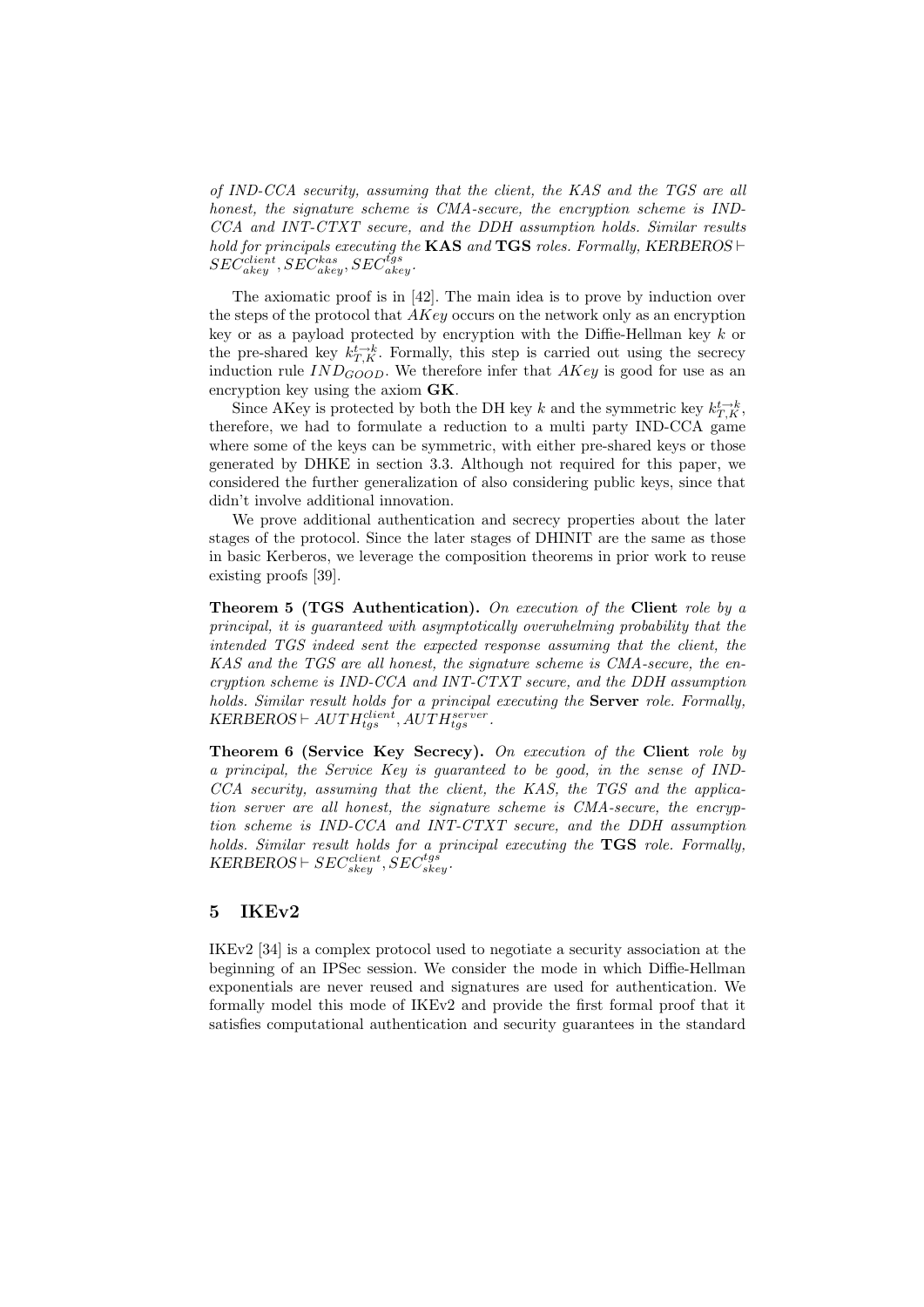*of IND-CCA security, assuming that the client, the KAS and the TGS are all honest, the signature scheme is CMA-secure, the encryption scheme is IND-CCA and INT-CTXT secure, and the DDH assumption holds. Similar results hold for principals executing the* **KAS** *and* **TGS** *roles. Formally,* $KERBEROS \vdash SEC^{client}_{akey}, SEC^{kas}_{akey}, SEC^{tgs}_{akey}$.

The axiomatic proof is in [42]. The main idea is to prove by induction over the steps of the protocol that $AKey$ occurs on the network only as an encryption key or as a payload protected by encryption with the Diffie-Hellman key $k$ or the pre-shared key $k^{t \to k}_{T,K}$. Formally, this step is carried out using the secrecy induction rule $IND_{GOOD}$. We therefore infer that $AKey$ is good for use as an encryption key using the axiom **GK**.

Since AKey is protected by both the DH key $k$ and the symmetric key $k^{t \to k}_{T,K}$, therefore, we had to formulate a reduction to a multi party IND-CCA game where some of the keys can be symmetric, with either pre-shared keys or those generated by DHKE in section 3.3. Although not required for this paper, we considered the further generalization of also considering public keys, since that didn't involve additional innovation.

We prove additional authentication and secrecy properties about the later stages of the protocol. Since the later stages of DHINIT are the same as those in basic Kerberos, we leverage the composition theorems in prior work to reuse existing proofs [39].

**Theorem 5 (TGS Authentication).** *On execution of the* **Client** *role by a principal, it is guaranteed with asymptotically overwhelming probability that the intended TGS indeed sent the expected response assuming that the client, the KAS and the TGS are all honest, the signature scheme is CMA-secure, the encryption scheme is IND-CCA and INT-CTXT secure, and the DDH assumption holds. Similar result holds for a principal executing the* **Server** *role. Formally,* $KERBEROS \vdash AUTH^{client}_{tgs}, AUTH^{server}_{tgs}$.

**Theorem 6 (Service Key Secrecy).** *On execution of the* **Client** *role by a principal, the Service Key is guaranteed to be good, in the sense of IND-CCA security, assuming that the client, the KAS, the TGS and the application server are all honest, the signature scheme is CMA-secure, the encryption scheme is IND-CCA and INT-CTXT secure, and the DDH assumption holds. Similar result holds for a principal executing the* **TGS** *role. Formally,* $KERBEROS \vdash SEC^{client}_{skey}, SEC^{tgs}_{skey}$.

## 5 IKEv2

IKEv2 [34] is a complex protocol used to negotiate a security association at the beginning of an IPSec session. We consider the mode in which Diffie-Hellman exponentials are never reused and signatures are used for authentication. We formally model this mode of IKEv2 and provide the first formal proof that it satisfies computational authentication and security guarantees in the standard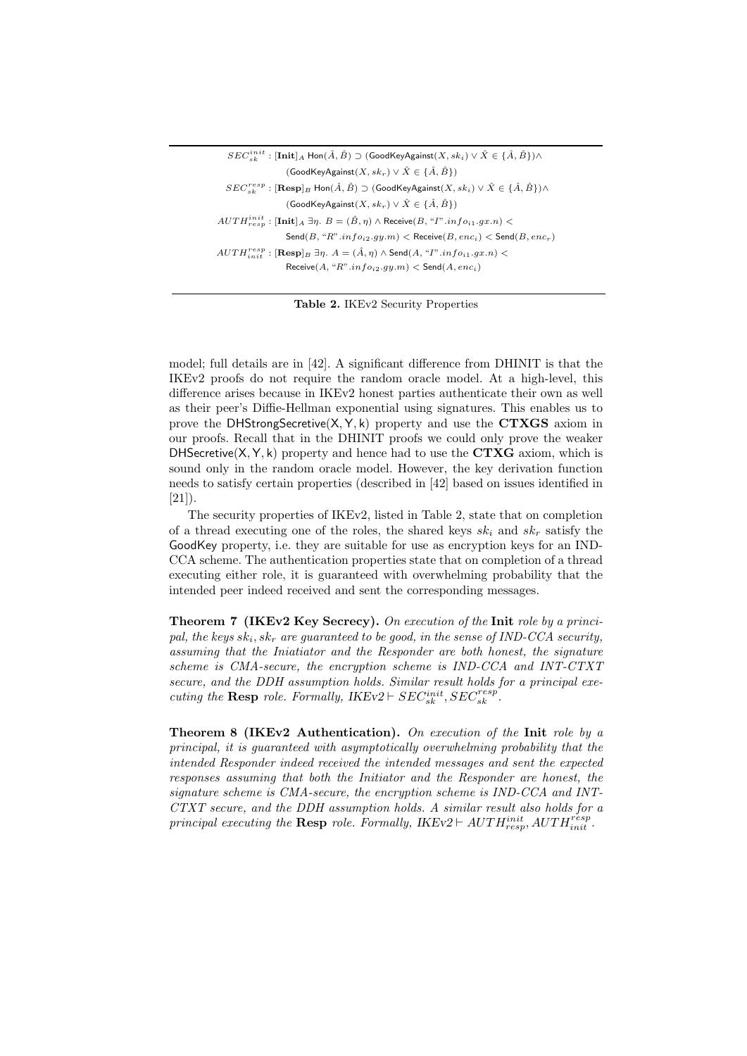$$SEC_{sk}^{init} : [\mathbf{Init}]_A \ \mathsf{Hon}(\hat{A}, \hat{B}) \supset (\mathsf{GoodKeyAgainst}(X, sk_i) \vee \hat{X} \in \{\hat{A}, \hat{B}\}) \wedge$$
$$(\mathsf{GoodKeyAgainst}(X, sk_r) \vee \hat{X} \in \{\hat{A}, \hat{B}\})$$
$$SEC_{sk}^{resp} : [\mathbf{Resp}]_B \ \mathsf{Hon}(\hat{A}, \hat{B}) \supset (\mathsf{GoodKeyAgainst}(X, sk_i) \vee \hat{X} \in \{\hat{A}, \hat{B}\}) \wedge$$
$$(\mathsf{GoodKeyAgainst}(X, sk_r) \vee \hat{X} \in \{\hat{A}, \hat{B}\})$$
$$AUTH_{resp}^{init} : [\mathbf{Init}]_A \ \exists \eta. \ B = (\hat{B}, \eta) \wedge \mathsf{Receive}(B, \text{“}I\text{”}.info_{i1}.gx.n) <$$
$$\mathsf{Send}(B, \text{“}R\text{”}.info_{i2}.gy.m) < \mathsf{Receive}(B, enc_i) < \mathsf{Send}(B, enc_r)$$
$$AUTH_{init}^{resp} : [\mathbf{Resp}]_B \ \exists \eta. \ A = (\hat{A}, \eta) \wedge \mathsf{Send}(A, \text{“}I\text{”}.info_{i1}.gx.n) <$$
$$\mathsf{Receive}(A, \text{“}R\text{”}.info_{i2}.gy.m) < \mathsf{Send}(A, enc_i)$$

**Table 2.** IKEv2 Security Properties

model; full details are in [42]. A significant difference from DHINIT is that the IKEv2 proofs do not require the random oracle model. At a high-level, this difference arises because in IKEv2 honest parties authenticate their own as well as their peer's Diffie-Hellman exponential using signatures. This enables us to prove the DHStrongSecretive(X, Y, k) property and use the **CTXGS** axiom in our proofs. Recall that in the DHINIT proofs we could only prove the weaker DHSecretive(X, Y, k) property and hence had to use the **CTXG** axiom, which is sound only in the random oracle model. However, the key derivation function needs to satisfy certain properties (described in [42] based on issues identified in [21]).

The security properties of IKEv2, listed in Table 2, state that on completion of a thread executing one of the roles, the shared keys $sk_i$ and $sk_r$ satisfy the GoodKey property, i.e. they are suitable for use as encryption keys for an IND-CCA scheme. The authentication properties state that on completion of a thread executing either role, it is guaranteed with overwhelming probability that the intended peer indeed received and sent the corresponding messages.

**Theorem 7 (IKEv2 Key Secrecy).** *On execution of the* **Init** *role by a principal, the keys $sk_i, sk_r$ are guaranteed to be good, in the sense of IND-CCA security, assuming that the Iniatiator and the Responder are both honest, the signature scheme is CMA-secure, the encryption scheme is IND-CCA and INT-CTXT secure, and the DDH assumption holds. Similar result holds for a principal executing the* **Resp** *role. Formally, IKEv2 $\vdash SEC_{sk}^{init}, SEC_{sk}^{resp}$.*

**Theorem 8 (IKEv2 Authentication).** *On execution of the* **Init** *role by a principal, it is guaranteed with asymptotically overwhelming probability that the intended Responder indeed received the intended messages and sent the expected responses assuming that both the Initiator and the Responder are honest, the signature scheme is CMA-secure, the encryption scheme is IND-CCA and INT-CTXT secure, and the DDH assumption holds. A similar result also holds for a principal executing the* **Resp** *role. Formally, IKEv2 $\vdash AUTH_{resp}^{init}, AUTH_{init}^{resp}$.*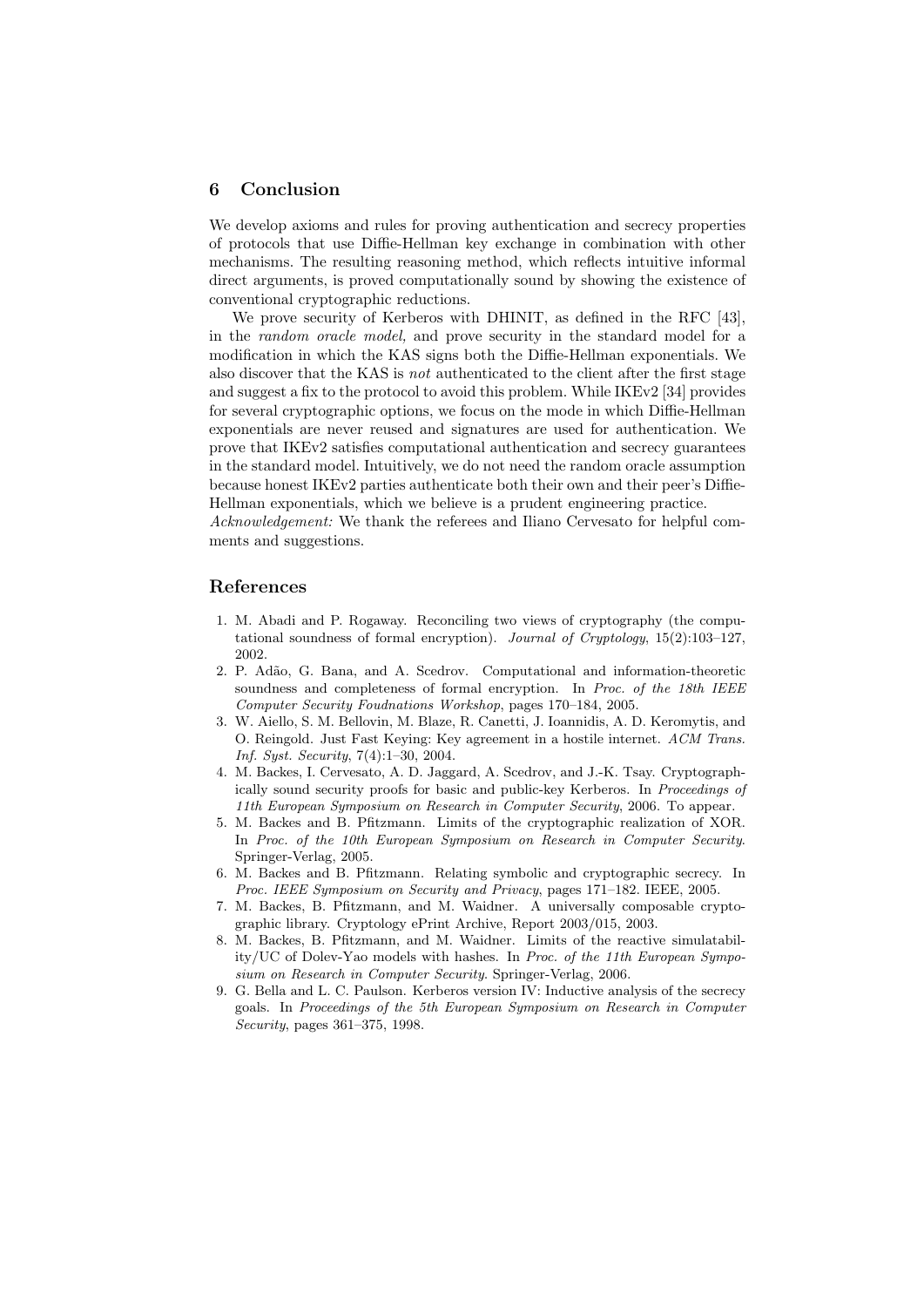## 6 Conclusion

We develop axioms and rules for proving authentication and secrecy properties of protocols that use Diffie-Hellman key exchange in combination with other mechanisms. The resulting reasoning method, which reflects intuitive informal direct arguments, is proved computationally sound by showing the existence of conventional cryptographic reductions.

We prove security of Kerberos with DHINIT, as defined in the RFC [43], in the *random oracle model,* and prove security in the standard model for a modification in which the KAS signs both the Diffie-Hellman exponentials. We also discover that the KAS is *not* authenticated to the client after the first stage and suggest a fix to the protocol to avoid this problem. While IKEv2 [34] provides for several cryptographic options, we focus on the mode in which Diffie-Hellman exponentials are never reused and signatures are used for authentication. We prove that IKEv2 satisfies computational authentication and secrecy guarantees in the standard model. Intuitively, we do not need the random oracle assumption because honest IKEv2 parties authenticate both their own and their peer's Diffie-Hellman exponentials, which we believe is a prudent engineering practice.
*Acknowledgement:* We thank the referees and Iliano Cervesato for helpful comments and suggestions.

## References

1. M. Abadi and P. Rogaway. Reconciling two views of cryptography (the computational soundness of formal encryption). *Journal of Cryptology*, 15(2):103–127, 2002.
2. P. Adão, G. Bana, and A. Scedrov. Computational and information-theoretic soundness and completeness of formal encryption. In *Proc. of the 18th IEEE Computer Security Foudnations Workshop*, pages 170–184, 2005.
3. W. Aiello, S. M. Bellovin, M. Blaze, R. Canetti, J. Ioannidis, A. D. Keromytis, and O. Reingold. Just Fast Keying: Key agreement in a hostile internet. *ACM Trans. Inf. Syst. Security*, 7(4):1–30, 2004.
4. M. Backes, I. Cervesato, A. D. Jaggard, A. Scedrov, and J.-K. Tsay. Cryptographically sound security proofs for basic and public-key Kerberos. In *Proceedings of 11th European Symposium on Research in Computer Security*, 2006. To appear.
5. M. Backes and B. Pfitzmann. Limits of the cryptographic realization of XOR. In *Proc. of the 10th European Symposium on Research in Computer Security*. Springer-Verlag, 2005.
6. M. Backes and B. Pfitzmann. Relating symbolic and cryptographic secrecy. In *Proc. IEEE Symposium on Security and Privacy*, pages 171–182. IEEE, 2005.
7. M. Backes, B. Pfitzmann, and M. Waidner. A universally composable cryptographic library. Cryptology ePrint Archive, Report 2003/015, 2003.
8. M. Backes, B. Pfitzmann, and M. Waidner. Limits of the reactive simulatability/UC of Dolev-Yao models with hashes. In *Proc. of the 11th European Symposium on Research in Computer Security*. Springer-Verlag, 2006.
9. G. Bella and L. C. Paulson. Kerberos version IV: Inductive analysis of the secrecy goals. In *Proceedings of the 5th European Symposium on Research in Computer Security*, pages 361–375, 1998.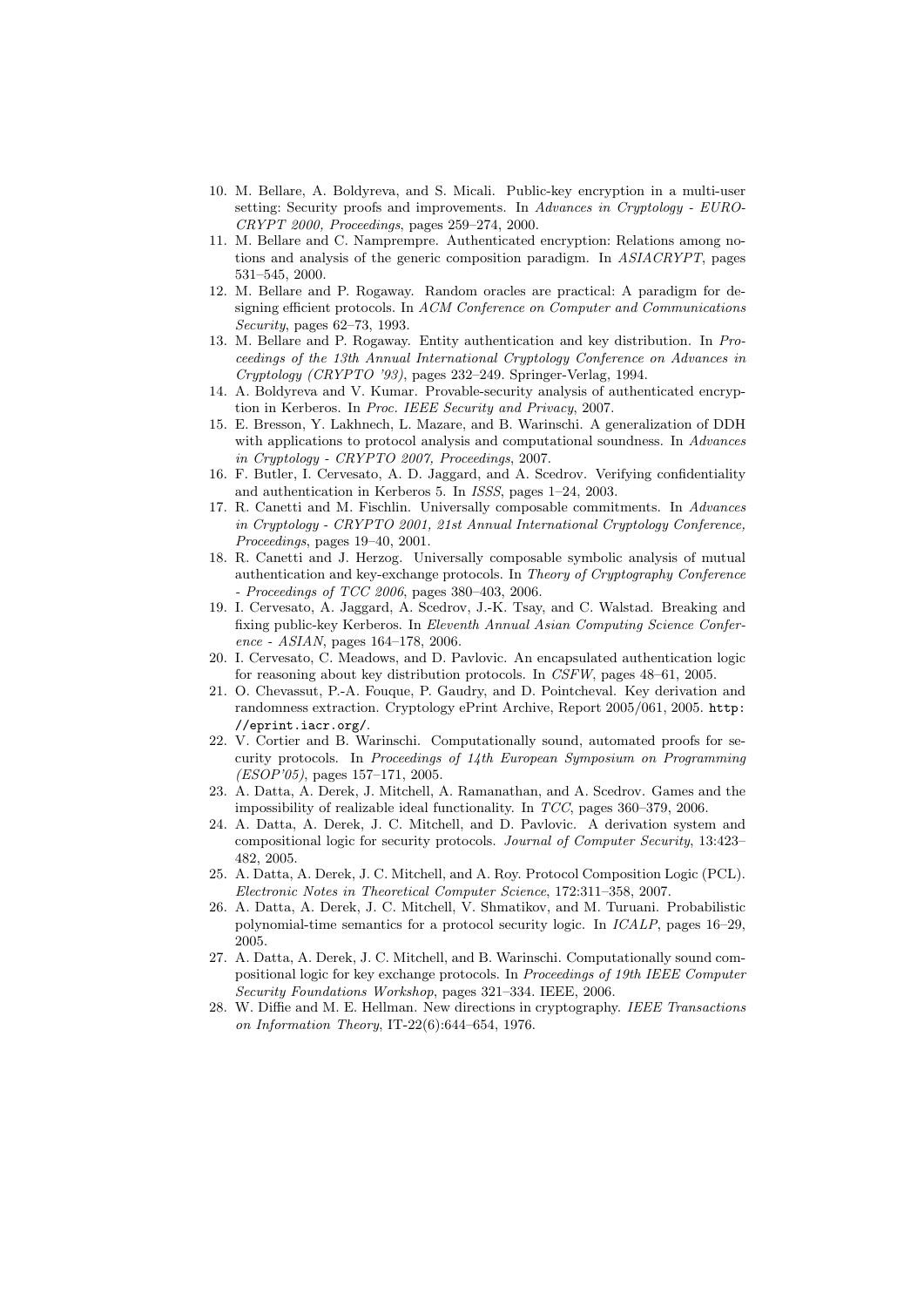10. M. Bellare, A. Boldyreva, and S. Micali. Public-key encryption in a multi-user setting: Security proofs and improvements. In *Advances in Cryptology - EUROCRYPT 2000, Proceedings*, pages 259–274, 2000.
11. M. Bellare and C. Namprempre. Authenticated encryption: Relations among notions and analysis of the generic composition paradigm. In *ASIACRYPT*, pages 531–545, 2000.
12. M. Bellare and P. Rogaway. Random oracles are practical: A paradigm for designing efficient protocols. In *ACM Conference on Computer and Communications Security*, pages 62–73, 1993.
13. M. Bellare and P. Rogaway. Entity authentication and key distribution. In *Proceedings of the 13th Annual International Cryptology Conference on Advances in Cryptology (CRYPTO '93)*, pages 232–249. Springer-Verlag, 1994.
14. A. Boldyreva and V. Kumar. Provable-security analysis of authenticated encryption in Kerberos. In *Proc. IEEE Security and Privacy*, 2007.
15. E. Bresson, Y. Lakhnech, L. Mazare, and B. Warinschi. A generalization of DDH with applications to protocol analysis and computational soundness. In *Advances in Cryptology - CRYPTO 2007, Proceedings*, 2007.
16. F. Butler, I. Cervesato, A. D. Jaggard, and A. Scedrov. Verifying confidentiality and authentication in Kerberos 5. In *ISSS*, pages 1–24, 2003.
17. R. Canetti and M. Fischlin. Universally composable commitments. In *Advances in Cryptology - CRYPTO 2001, 21st Annual International Cryptology Conference, Proceedings*, pages 19–40, 2001.
18. R. Canetti and J. Herzog. Universally composable symbolic analysis of mutual authentication and key-exchange protocols. In *Theory of Cryptography Conference - Proceedings of TCC 2006*, pages 380–403, 2006.
19. I. Cervesato, A. Jaggard, A. Scedrov, J.-K. Tsay, and C. Walstad. Breaking and fixing public-key Kerberos. In *Eleventh Annual Asian Computing Science Conference - ASIAN*, pages 164–178, 2006.
20. I. Cervesato, C. Meadows, and D. Pavlovic. An encapsulated authentication logic for reasoning about key distribution protocols. In *CSFW*, pages 48–61, 2005.
21. O. Chevassut, P.-A. Fouque, P. Gaudry, and D. Pointcheval. Key derivation and randomness extraction. Cryptology ePrint Archive, Report 2005/061, 2005. `http://eprint.iacr.org/`.
22. V. Cortier and B. Warinschi. Computationally sound, automated proofs for security protocols. In *Proceedings of 14th European Symposium on Programming (ESOP'05)*, pages 157–171, 2005.
23. A. Datta, A. Derek, J. Mitchell, A. Ramanathan, and A. Scedrov. Games and the impossibility of realizable ideal functionality. In *TCC*, pages 360–379, 2006.
24. A. Datta, A. Derek, J. C. Mitchell, and D. Pavlovic. A derivation system and compositional logic for security protocols. *Journal of Computer Security*, 13:423–482, 2005.
25. A. Datta, A. Derek, J. C. Mitchell, and A. Roy. Protocol Composition Logic (PCL). *Electronic Notes in Theoretical Computer Science*, 172:311–358, 2007.
26. A. Datta, A. Derek, J. C. Mitchell, V. Shmatikov, and M. Turuani. Probabilistic polynomial-time semantics for a protocol security logic. In *ICALP*, pages 16–29, 2005.
27. A. Datta, A. Derek, J. C. Mitchell, and B. Warinschi. Computationally sound compositional logic for key exchange protocols. In *Proceedings of 19th IEEE Computer Security Foundations Workshop*, pages 321–334. IEEE, 2006.
28. W. Diffie and M. E. Hellman. New directions in cryptography. *IEEE Transactions on Information Theory*, IT-22(6):644–654, 1976.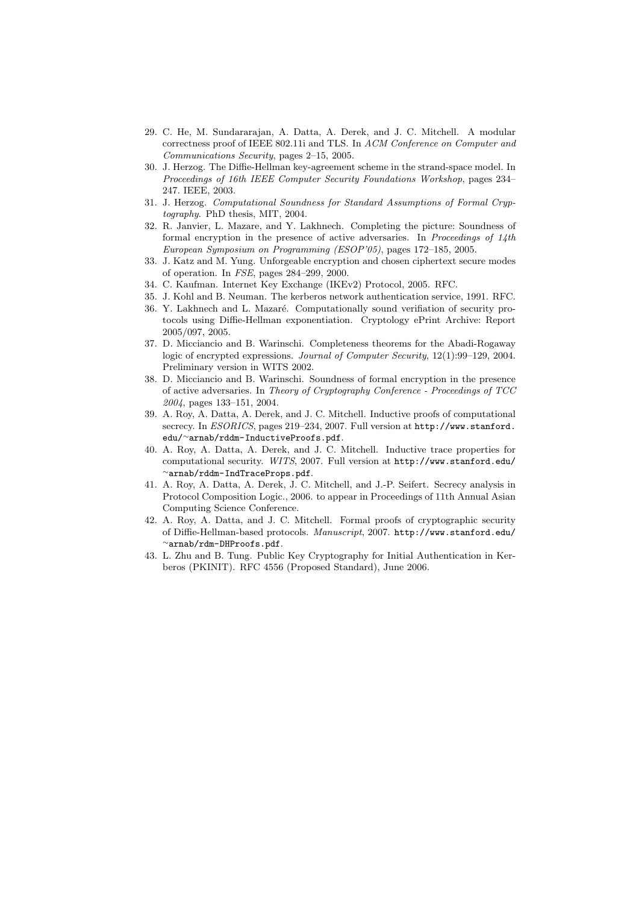29. C. He, M. Sundararajan, A. Datta, A. Derek, and J. C. Mitchell. A modular correctness proof of IEEE 802.11i and TLS. In *ACM Conference on Computer and Communications Security*, pages 2–15, 2005.
30. J. Herzog. The Diffie-Hellman key-agreement scheme in the strand-space model. In *Proceedings of 16th IEEE Computer Security Foundations Workshop*, pages 234–247. IEEE, 2003.
31. J. Herzog. *Computational Soundness for Standard Assumptions of Formal Cryptography*. PhD thesis, MIT, 2004.
32. R. Janvier, L. Mazare, and Y. Lakhnech. Completing the picture: Soundness of formal encryption in the presence of active adversaries. In *Proceedings of 14th European Symposium on Programming (ESOP'05)*, pages 172–185, 2005.
33. J. Katz and M. Yung. Unforgeable encryption and chosen ciphertext secure modes of operation. In *FSE*, pages 284–299, 2000.
34. C. Kaufman. Internet Key Exchange (IKEv2) Protocol, 2005. RFC.
35. J. Kohl and B. Neuman. The kerberos network authentication service, 1991. RFC.
36. Y. Lakhnech and L. Mazaré. Computationally sound verifiation of security protocols using Diffie-Hellman exponentiation. Cryptology ePrint Archive: Report 2005/097, 2005.
37. D. Micciancio and B. Warinschi. Completeness theorems for the Abadi-Rogaway logic of encrypted expressions. *Journal of Computer Security*, 12(1):99–129, 2004. Preliminary version in WITS 2002.
38. D. Micciancio and B. Warinschi. Soundness of formal encryption in the presence of active adversaries. In *Theory of Cryptography Conference - Proceedings of TCC 2004*, pages 133–151, 2004.
39. A. Roy, A. Datta, A. Derek, and J. C. Mitchell. Inductive proofs of computational secrecy. In *ESORICS*, pages 219–234, 2007. Full version at `http://www.stanford.edu/~arnab/rddm-InductiveProofs.pdf`.
40. A. Roy, A. Datta, A. Derek, and J. C. Mitchell. Inductive trace properties for computational security. *WITS*, 2007. Full version at `http://www.stanford.edu/~arnab/rddm-IndTraceProps.pdf`.
41. A. Roy, A. Datta, A. Derek, J. C. Mitchell, and J.-P. Seifert. Secrecy analysis in Protocol Composition Logic., 2006. to appear in Proceedings of 11th Annual Asian Computing Science Conference.
42. A. Roy, A. Datta, and J. C. Mitchell. Formal proofs of cryptographic security of Diffie-Hellman-based protocols. *Manuscript*, 2007. `http://www.stanford.edu/~arnab/rdm-DHProofs.pdf`.
43. L. Zhu and B. Tung. Public Key Cryptography for Initial Authentication in Kerberos (PKINIT). RFC 4556 (Proposed Standard), June 2006.